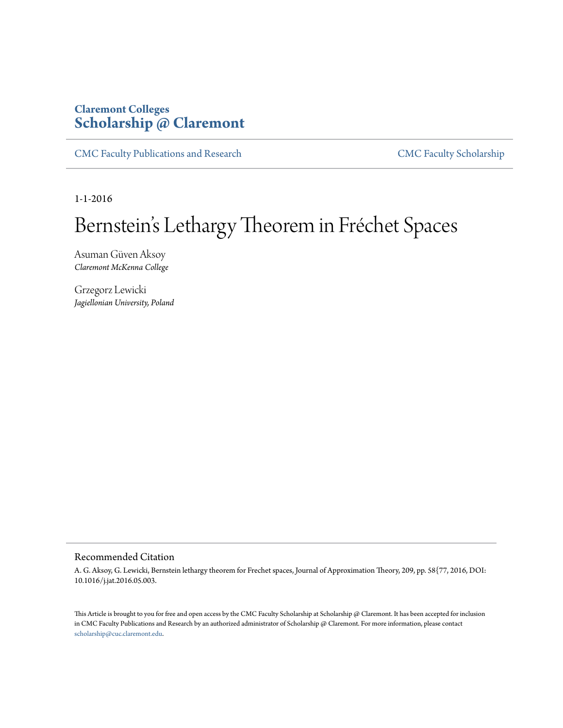Claremont Colleges
**Scholarship @ Claremont**

CMC Faculty Publications and Research | CMC Faculty Scholarship

1-1-2016

# Bernstein's Lethargy Theorem in Fréchet Spaces

Asuman Güven Aksoy
*Claremont McKenna College*

Grzegorz Lewicki
*Jagiellonian University, Poland*

## Recommended Citation

A. G. Aksoy, G. Lewicki, Bernstein lethargy theorem for Frechet spaces, Journal of Approximation Theory, 209, pp. 58{77, 2016, DOI: 10.1016/j.jat.2016.05.003.

This Article is brought to you for free and open access by the CMC Faculty Scholarship at Scholarship @ Claremont. It has been accepted for inclusion in CMC Faculty Publications and Research by an authorized administrator of Scholarship @ Claremont. For more information, please contact scholarship@cuc.claremont.edu.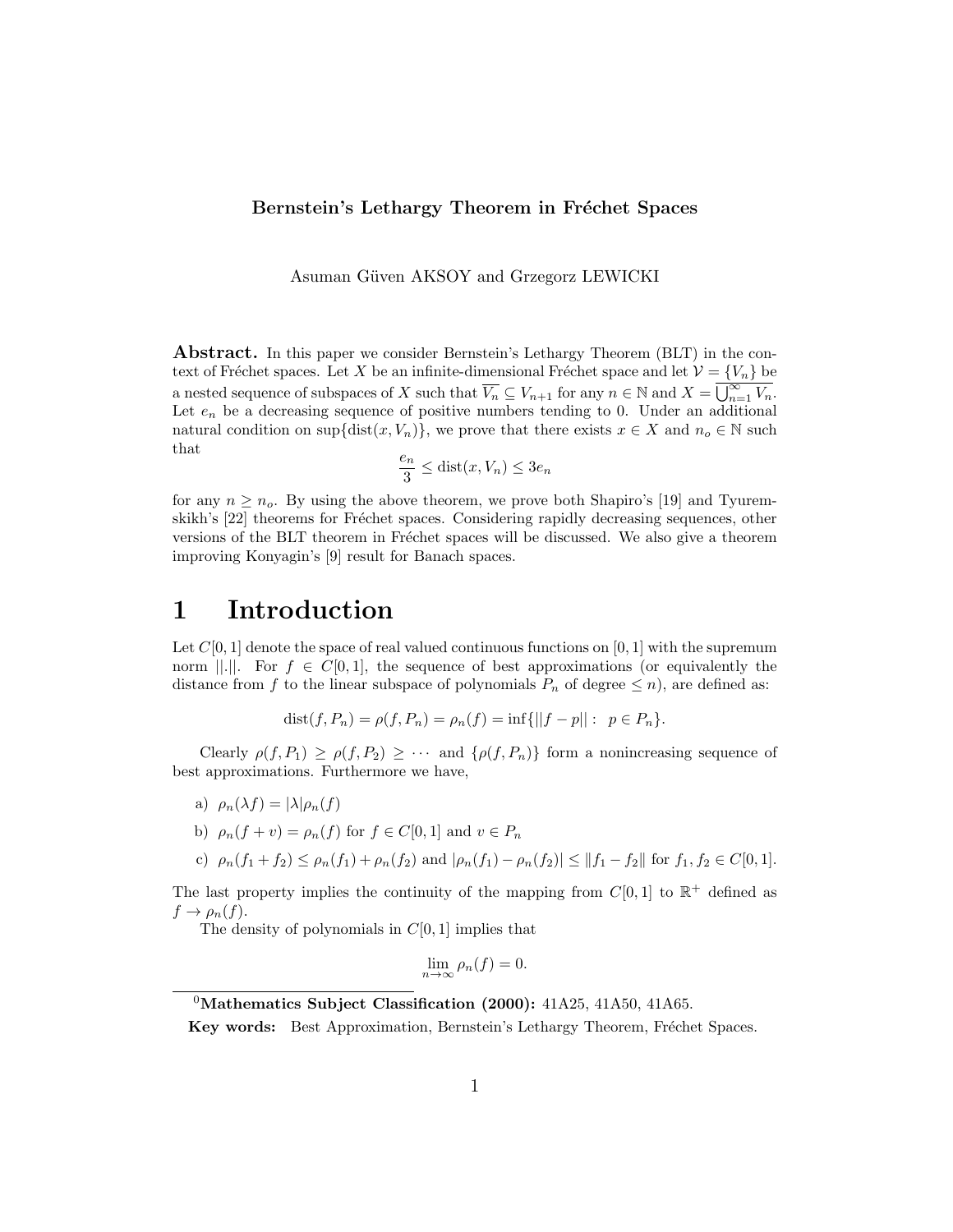**Bernstein's Lethargy Theorem in Fréchet Spaces**

Asuman Güven AKSOY and Grzegorz LEWICKI

**Abstract.** In this paper we consider Bernstein's Lethargy Theorem (BLT) in the context of Fréchet spaces. Let $X$ be an infinite-dimensional Fréchet space and let $\mathcal{V} = \{V_n\}$ be a nested sequence of subspaces of $X$ such that $\overline{V_n} \subseteq V_{n+1}$ for any $n \in \mathbb{N}$ and $X = \overline{\bigcup_{n=1}^{\infty} V_n}$. Let $e_n$ be a decreasing sequence of positive numbers tending to 0. Under an additional natural condition on $\sup\{\text{dist}(x, V_n)\}$, we prove that there exists $x \in X$ and $n_o \in \mathbb{N}$ such that

$$\frac{e_n}{3} \leq \text{dist}(x, V_n) \leq 3e_n$$

for any $n \geq n_o$. By using the above theorem, we prove both Shapiro's [19] and Tyuremskikh's [22] theorems for Fréchet spaces. Considering rapidly decreasing sequences, other versions of the BLT theorem in Fréchet spaces will be discussed. We also give a theorem improving Konyagin's [9] result for Banach spaces.

# 1 Introduction

Let $C[0,1]$ denote the space of real valued continuous functions on $[0,1]$ with the supremum norm $||.||$. For $f \in C[0,1]$, the sequence of best approximations (or equivalently the distance from $f$ to the linear subspace of polynomials $P_n$ of degree $\leq n$), are defined as:

$$\text{dist}(f, P_n) = \rho(f, P_n) = \rho_n(f) = \inf\{||f - p|| : \ p \in P_n\}.$$

Clearly $\rho(f, P_1) \geq \rho(f, P_2) \geq \cdots$ and $\{\rho(f, P_n)\}$ form a nonincreasing sequence of best approximations. Furthermore we have,

a) $\rho_n(\lambda f) = |\lambda| \rho_n(f)$

b) $\rho_n(f + v) = \rho_n(f)$ for $f \in C[0,1]$ and $v \in P_n$

c) $\rho_n(f_1 + f_2) \leq \rho_n(f_1) + \rho_n(f_2)$ and $|\rho_n(f_1) - \rho_n(f_2)| \leq \|f_1 - f_2\|$ for $f_1, f_2 \in C[0,1]$.

The last property implies the continuity of the mapping from $C[0,1]$ to $\mathbb{R}^+$ defined as $f \to \rho_n(f)$.

The density of polynomials in $C[0,1]$ implies that

$$\lim_{n \to \infty} \rho_n(f) = 0.$$

[0]**Mathematics Subject Classification (2000):** 41A25, 41A50, 41A65.

**Key words:** Best Approximation, Bernstein's Lethargy Theorem, Fréchet Spaces.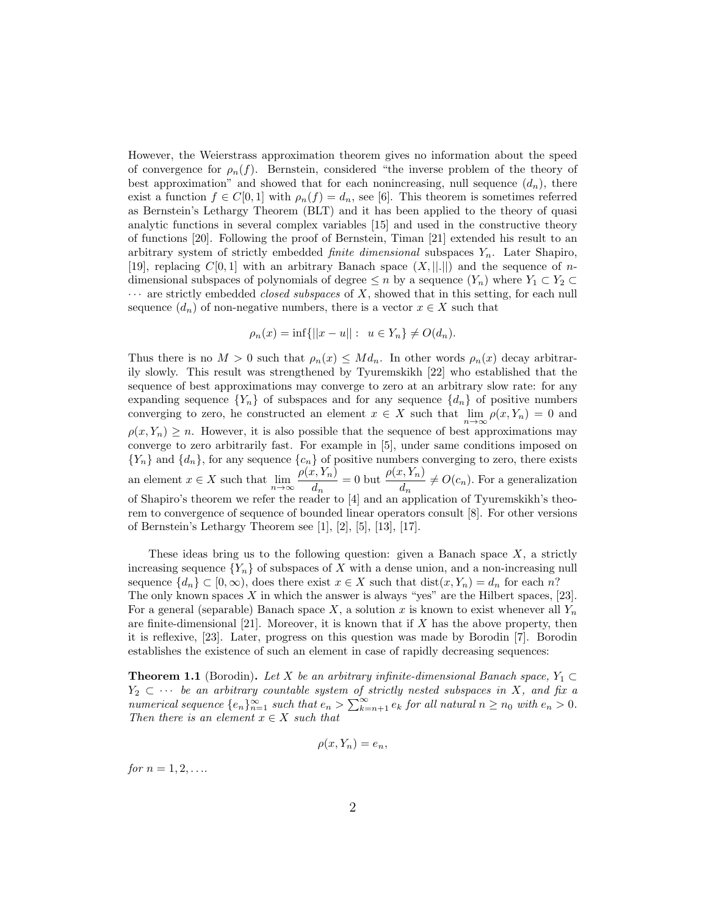However, the Weierstrass approximation theorem gives no information about the speed of convergence for $\rho_n(f)$. Bernstein, considered "the inverse problem of the theory of best approximation" and showed that for each nonincreasing, null sequence $(d_n)$, there exist a function $f \in C[0,1]$ with $\rho_n(f) = d_n$, see [6]. This theorem is sometimes referred as Bernstein's Lethargy Theorem (BLT) and it has been applied to the theory of quasi analytic functions in several complex variables [15] and used in the constructive theory of functions [20]. Following the proof of Bernstein, Timan [21] extended his result to an arbitrary system of strictly embedded *finite dimensional* subspaces $Y_n$. Later Shapiro, [19], replacing $C[0,1]$ with an arbitrary Banach space $(X, ||.||)$ and the sequence of $n$-dimensional subspaces of polynomials of degree $\leq n$ by a sequence $(Y_n)$ where $Y_1 \subset Y_2 \subset \cdots$ are strictly embedded *closed subspaces* of $X$, showed that in this setting, for each null sequence $(d_n)$ of non-negative numbers, there is a vector $x \in X$ such that

$$\rho_n(x) = \inf\{||x-u|| : \; u \in Y_n\} \neq O(d_n).$$

Thus there is no $M > 0$ such that $\rho_n(x) \leq M d_n$. In other words $\rho_n(x)$ decay arbitrarily slowly. This result was strengthened by Tyuremskikh [22] who established that the sequence of best approximations may converge to zero at an arbitrary slow rate: for any expanding sequence $\{Y_n\}$ of subspaces and for any sequence $\{d_n\}$ of positive numbers converging to zero, he constructed an element $x \in X$ such that $\lim_{n\to\infty} \rho(x, Y_n) = 0$ and $\rho(x, Y_n) \geq n$. However, it is also possible that the sequence of best approximations may converge to zero arbitrarily fast. For example in [5], under same conditions imposed on $\{Y_n\}$ and $\{d_n\}$, for any sequence $\{c_n\}$ of positive numbers converging to zero, there exists an element $x \in X$ such that $\lim_{n\to\infty} \dfrac{\rho(x, Y_n)}{d_n} = 0$ but $\dfrac{\rho(x, Y_n)}{d_n} \neq O(c_n)$. For a generalization of Shapiro's theorem we refer the reader to [4] and an application of Tyuremskikh's theorem to convergence of sequence of bounded linear operators consult [8]. For other versions of Bernstein's Lethargy Theorem see [1], [2], [5], [13], [17].

These ideas bring us to the following question: given a Banach space $X$, a strictly increasing sequence $\{Y_n\}$ of subspaces of $X$ with a dense union, and a non-increasing null sequence $\{d_n\} \subset [0, \infty)$, does there exist $x \in X$ such that $\mathrm{dist}(x, Y_n) = d_n$ for each $n$? The only known spaces $X$ in which the answer is always "yes" are the Hilbert spaces, [23]. For a general (separable) Banach space $X$, a solution $x$ is known to exist whenever all $Y_n$ are finite-dimensional [21]. Moreover, it is known that if $X$ has the above property, then it is reflexive, [23]. Later, progress on this question was made by Borodin [7]. Borodin establishes the existence of such an element in case of rapidly decreasing sequences:

**Theorem 1.1** (Borodin)**.** *Let $X$ be an arbitrary infinite-dimensional Banach space, $Y_1 \subset Y_2 \subset \cdots$ be an arbitrary countable system of strictly nested subspaces in $X$, and fix a numerical sequence $\{e_n\}_{n=1}^{\infty}$ such that $e_n > \sum_{k=n+1}^{\infty} e_k$ for all natural $n \geq n_0$ with $e_n > 0$. Then there is an element $x \in X$ such that*

$$\rho(x, Y_n) = e_n,$$

*for $n = 1, 2, \ldots$.*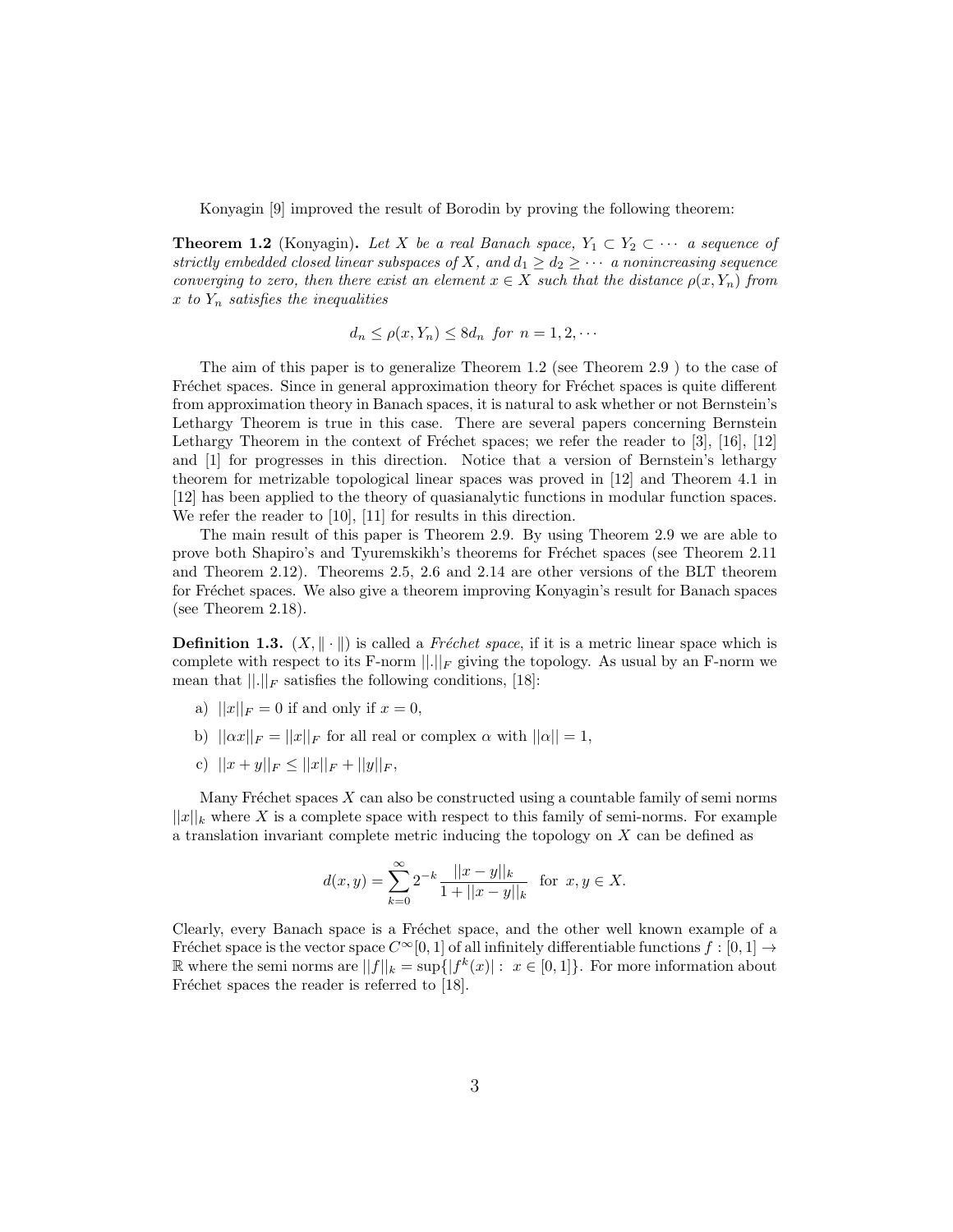Konyagin [9] improved the result of Borodin by proving the following theorem:

**Theorem 1.2** (Konyagin)**.** *Let $X$ be a real Banach space, $Y_1 \subset Y_2 \subset \cdots$ a sequence of strictly embedded closed linear subspaces of $X$, and $d_1 \geq d_2 \geq \cdots$ a nonincreasing sequence converging to zero, then there exist an element $x \in X$ such that the distance $\rho(x, Y_n)$ from $x$ to $Y_n$ satisfies the inequalities*

$$d_n \leq \rho(x, Y_n) \leq 8d_n \text{ for } n = 1, 2, \cdots$$

The aim of this paper is to generalize Theorem 1.2 (see Theorem 2.9 ) to the case of Fréchet spaces. Since in general approximation theory for Fréchet spaces is quite different from approximation theory in Banach spaces, it is natural to ask whether or not Bernstein's Lethargy Theorem is true in this case. There are several papers concerning Bernstein Lethargy Theorem in the context of Fréchet spaces; we refer the reader to [3], [16], [12] and [1] for progresses in this direction. Notice that a version of Bernstein's lethargy theorem for metrizable topological linear spaces was proved in [12] and Theorem 4.1 in [12] has been applied to the theory of quasianalytic functions in modular function spaces. We refer the reader to [10], [11] for results in this direction.

The main result of this paper is Theorem 2.9. By using Theorem 2.9 we are able to prove both Shapiro's and Tyuremskikh's theorems for Fréchet spaces (see Theorem 2.11 and Theorem 2.12). Theorems 2.5, 2.6 and 2.14 are other versions of the BLT theorem for Fréchet spaces. We also give a theorem improving Konyagin's result for Banach spaces (see Theorem 2.18).

**Definition 1.3.** $(X, \|\cdot\|)$ is called a *Fréchet space*, if it is a metric linear space which is complete with respect to its F-norm $||.||_F$ giving the topology. As usual by an F-norm we mean that $||.||_F$ satisfies the following conditions, [18]:

a) $||x||_F = 0$ if and only if $x = 0$,

b) $||\alpha x||_F = ||x||_F$ for all real or complex $\alpha$ with $||\alpha|| = 1$,

c) $||x + y||_F \leq ||x||_F + ||y||_F$,

Many Fréchet spaces $X$ can also be constructed using a countable family of semi norms $||x||_k$ where $X$ is a complete space with respect to this family of semi-norms. For example a translation invariant complete metric inducing the topology on $X$ can be defined as

$$d(x, y) = \sum_{k=0}^{\infty} 2^{-k} \frac{||x - y||_k}{1 + ||x - y||_k} \quad \text{for } x, y \in X.$$

Clearly, every Banach space is a Fréchet space, and the other well known example of a Fréchet space is the vector space $C^{\infty}[0, 1]$ of all infinitely differentiable functions $f : [0, 1] \to \mathbb{R}$ where the semi norms are $||f||_k = \sup\{|f^k(x)| : x \in [0, 1]\}$. For more information about Fréchet spaces the reader is referred to [18].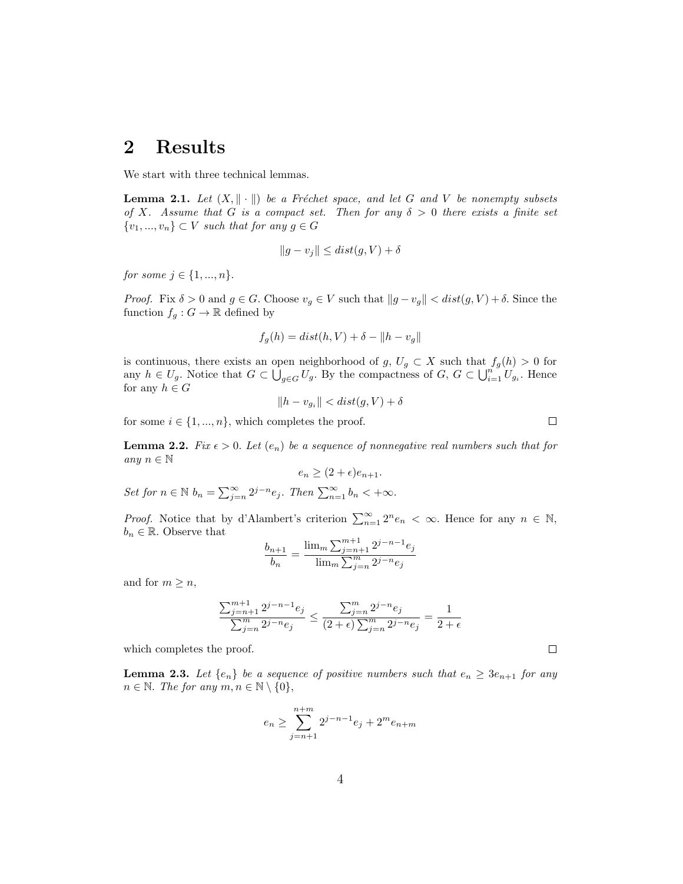## 2 Results

We start with three technical lemmas.

**Lemma 2.1.** *Let $(X, \|\cdot\|)$ be a Fréchet space, and let $G$ and $V$ be nonempty subsets of $X$. Assume that $G$ is a compact set. Then for any $\delta > 0$ there exists a finite set $\{v_1, ..., v_n\} \subset V$ such that for any $g \in G$*

$$\|g - v_j\| \leq dist(g, V) + \delta$$

*for some $j \in \{1, ..., n\}$.*

*Proof.* Fix $\delta > 0$ and $g \in G$. Choose $v_g \in V$ such that $\|g - v_g\| < dist(g, V) + \delta$. Since the function $f_g : G \to \mathbb{R}$ defined by

$$f_g(h) = dist(h, V) + \delta - \|h - v_g\|$$

is continuous, there exists an open neighborhood of $g$, $U_g \subset X$ such that $f_g(h) > 0$ for any $h \in U_g$. Notice that $G \subset \bigcup_{g \in G} U_g$. By the compactness of $G$, $G \subset \bigcup_{i=1}^n U_{g_i}$. Hence for any $h \in G$

$$\|h - v_{g_i}\| < dist(g, V) + \delta$$

for some $i \in \{1, ..., n\}$, which completes the proof. $\square$

**Lemma 2.2.** *Fix $\epsilon > 0$. Let $(e_n)$ be a sequence of nonnegative real numbers such that for any $n \in \mathbb{N}$*

$$e_n \geq (2 + \epsilon)e_{n+1}.$$

*Set for $n \in \mathbb{N}$ $b_n = \sum_{j=n}^{\infty} 2^{j-n} e_j$. Then $\sum_{n=1}^{\infty} b_n < +\infty$.*

*Proof.* Notice that by d'Alambert's criterion $\sum_{n=1}^{\infty} 2^n e_n < \infty$. Hence for any $n \in \mathbb{N}$, $b_n \in \mathbb{R}$. Observe that

$$\frac{b_{n+1}}{b_n} = \frac{\lim_m \sum_{j=n+1}^{m+1} 2^{j-n-1} e_j}{\lim_m \sum_{j=n}^{m} 2^{j-n} e_j}$$

and for $m \geq n$,

$$\frac{\sum_{j=n+1}^{m+1} 2^{j-n-1} e_j}{\sum_{j=n}^{m} 2^{j-n} e_j} \leq \frac{\sum_{j=n}^{m} 2^{j-n} e_j}{(2 + \epsilon) \sum_{j=n}^{m} 2^{j-n} e_j} = \frac{1}{2 + \epsilon}$$

which completes the proof. $\square$

**Lemma 2.3.** *Let $\{e_n\}$ be a sequence of positive numbers such that $e_n \geq 3e_{n+1}$ for any $n \in \mathbb{N}$. The for any $m, n \in \mathbb{N} \setminus \{0\}$,*

$$e_n \geq \sum_{j=n+1}^{n+m} 2^{j-n-1} e_j + 2^m e_{n+m}$$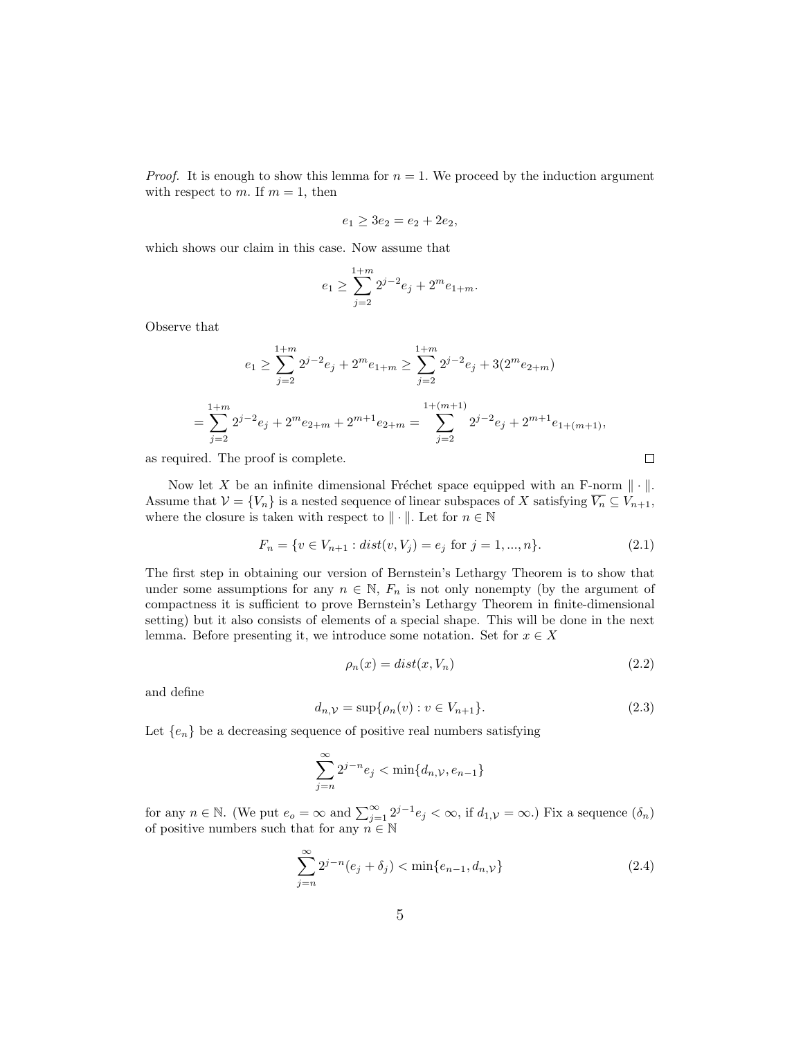*Proof.* It is enough to show this lemma for $n = 1$. We proceed by the induction argument with respect to $m$. If $m = 1$, then

$$e_1 \geq 3e_2 = e_2 + 2e_2,$$

which shows our claim in this case. Now assume that

$$e_1 \geq \sum_{j=2}^{1+m} 2^{j-2} e_j + 2^m e_{1+m}.$$

Observe that

$$e_1 \geq \sum_{j=2}^{1+m} 2^{j-2} e_j + 2^m e_{1+m} \geq \sum_{j=2}^{1+m} 2^{j-2} e_j + 3(2^m e_{2+m})$$

$$= \sum_{j=2}^{1+m} 2^{j-2} e_j + 2^m e_{2+m} + 2^{m+1} e_{2+m} = \sum_{j=2}^{1+(m+1)} 2^{j-2} e_j + 2^{m+1} e_{1+(m+1)},$$

as required. The proof is complete. □

Now let $X$ be an infinite dimensional Fréchet space equipped with an F-norm $\| \cdot \|$. Assume that $\mathcal{V} = \{V_n\}$ is a nested sequence of linear subspaces of $X$ satisfying $\overline{V_n} \subseteq V_{n+1}$, where the closure is taken with respect to $\| \cdot \|$. Let for $n \in \mathbb{N}$

$$F_n = \{v \in V_{n+1} : dist(v, V_j) = e_j \text{ for } j = 1, ..., n\}. \tag{2.1}$$

The first step in obtaining our version of Bernstein's Lethargy Theorem is to show that under some assumptions for any $n \in \mathbb{N}$, $F_n$ is not only nonempty (by the argument of compactness it is sufficient to prove Bernstein's Lethargy Theorem in finite-dimensional setting) but it also consists of elements of a special shape. This will be done in the next lemma. Before presenting it, we introduce some notation. Set for $x \in X$

$$\rho_n(x) = dist(x, V_n) \tag{2.2}$$

and define

$$d_{n,\mathcal{V}} = \sup\{\rho_n(v) : v \in V_{n+1}\}. \tag{2.3}$$

Let $\{e_n\}$ be a decreasing sequence of positive real numbers satisfying

$$\sum_{j=n}^{\infty} 2^{j-n} e_j < \min\{d_{n,\mathcal{V}}, e_{n-1}\}$$

for any $n \in \mathbb{N}$. (We put $e_o = \infty$ and $\sum_{j=1}^{\infty} 2^{j-1} e_j < \infty$, if $d_{1,\mathcal{V}} = \infty$.) Fix a sequence $(\delta_n)$ of positive numbers such that for any $n \in \mathbb{N}$

$$\sum_{j=n}^{\infty} 2^{j-n}(e_j + \delta_j) < \min\{e_{n-1}, d_{n,\mathcal{V}}\} \tag{2.4}$$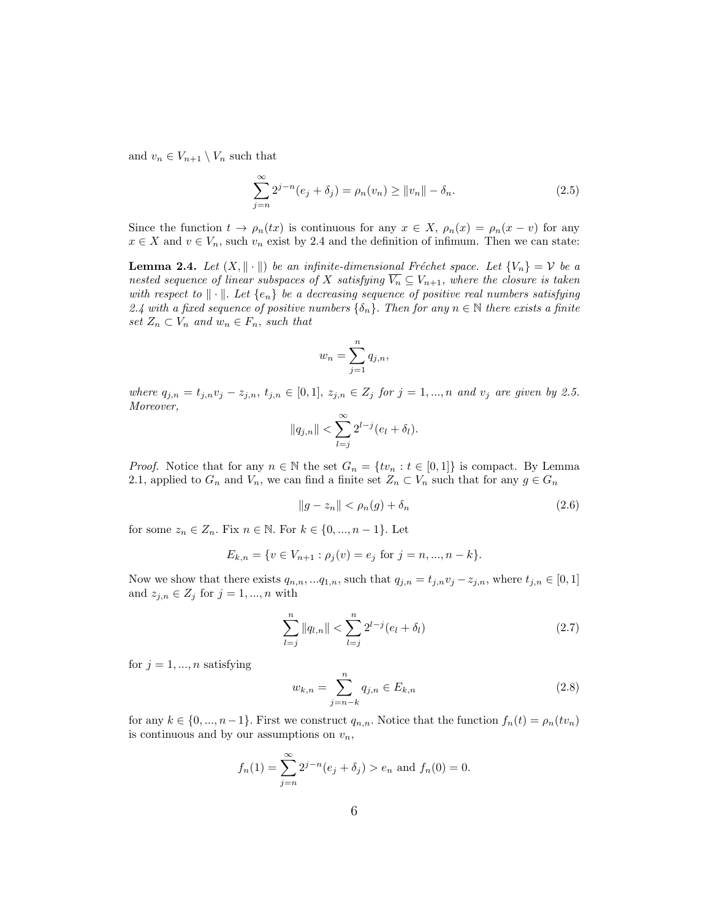and $v_n \in V_{n+1} \setminus V_n$ such that

$$\sum_{j=n}^{\infty} 2^{j-n}(e_j + \delta_j) = \rho_n(v_n) \geq \|v_n\| - \delta_n. \tag{2.5}$$

Since the function $t \to \rho_n(tx)$ is continuous for any $x \in X$, $\rho_n(x) = \rho_n(x - v)$ for any $x \in X$ and $v \in V_n$, such $v_n$ exist by 2.4 and the definition of infimum. Then we can state:

**Lemma 2.4.** *Let $(X, \|\cdot\|)$ be an infinite-dimensional Fréchet space. Let $\{V_n\} = \mathcal{V}$ be a nested sequence of linear subspaces of $X$ satisfying $\overline{V_n} \subseteq V_{n+1}$, where the closure is taken with respect to $\|\cdot\|$. Let $\{e_n\}$ be a decreasing sequence of positive real numbers satisfying 2.4 with a fixed sequence of positive numbers $\{\delta_n\}$. Then for any $n \in \mathbb{N}$ there exists a finite set $Z_n \subset V_n$ and $w_n \in F_n$, such that*

$$w_n = \sum_{j=1}^{n} q_{j,n},$$

*where $q_{j,n} = t_{j,n}v_j - z_{j,n}$, $t_{j,n} \in [0,1]$, $z_{j,n} \in Z_j$ for $j = 1, ..., n$ and $v_j$ are given by 2.5. Moreover,*

$$\|q_{j,n}\| < \sum_{l=j}^{\infty} 2^{l-j}(e_l + \delta_l).$$

*Proof.* Notice that for any $n \in \mathbb{N}$ the set $G_n = \{tv_n : t \in [0,1]\}$ is compact. By Lemma 2.1, applied to $G_n$ and $V_n$, we can find a finite set $Z_n \subset V_n$ such that for any $g \in G_n$

$$\|g - z_n\| < \rho_n(g) + \delta_n \tag{2.6}$$

for some $z_n \in Z_n$. Fix $n \in \mathbb{N}$. For $k \in \{0, ..., n-1\}$. Let

$$E_{k,n} = \{v \in V_{n+1} : \rho_j(v) = e_j \text{ for } j = n, ..., n-k\}.$$

Now we show that there exists $q_{n,n}, ...q_{1,n}$, such that $q_{j,n} = t_{j,n}v_j - z_{j,n}$, where $t_{j,n} \in [0,1]$ and $z_{j,n} \in Z_j$ for $j = 1, ..., n$ with

$$\sum_{l=j}^{n} \|q_{l,n}\| < \sum_{l=j}^{n} 2^{l-j}(e_l + \delta_l) \tag{2.7}$$

for $j = 1, ..., n$ satisfying

$$w_{k,n} = \sum_{j=n-k}^{n} q_{j,n} \in E_{k,n} \tag{2.8}$$

for any $k \in \{0, ..., n-1\}$. First we construct $q_{n,n}$. Notice that the function $f_n(t) = \rho_n(tv_n)$ is continuous and by our assumptions on $v_n$,

$$f_n(1) = \sum_{j=n}^{\infty} 2^{j-n}(e_j + \delta_j) > e_n \text{ and } f_n(0) = 0.$$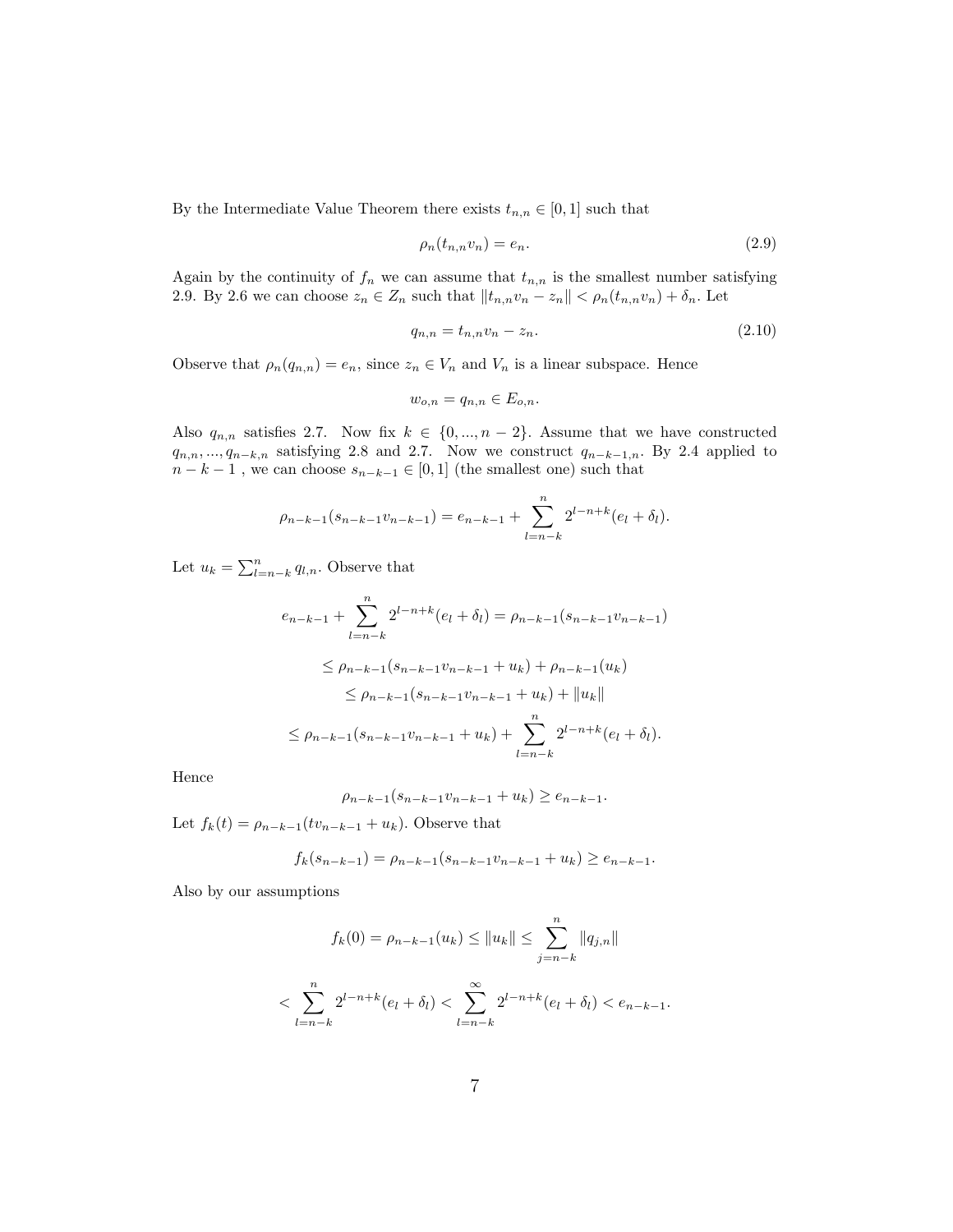By the Intermediate Value Theorem there exists $t_{n,n} \in [0,1]$ such that

$$\rho_n(t_{n,n}v_n) = e_n. \tag{2.9}$$

Again by the continuity of $f_n$ we can assume that $t_{n,n}$ is the smallest number satisfying 2.9. By 2.6 we can choose $z_n \in Z_n$ such that $\|t_{n,n}v_n - z_n\| < \rho_n(t_{n,n}v_n) + \delta_n$. Let

$$q_{n,n} = t_{n,n}v_n - z_n. \tag{2.10}$$

Observe that $\rho_n(q_{n,n}) = e_n$, since $z_n \in V_n$ and $V_n$ is a linear subspace. Hence

$$w_{o,n} = q_{n,n} \in E_{o,n}.$$

Also $q_{n,n}$ satisfies 2.7. Now fix $k \in \{0, ..., n-2\}$. Assume that we have constructed $q_{n,n}, ..., q_{n-k,n}$ satisfying 2.8 and 2.7. Now we construct $q_{n-k-1,n}$. By 2.4 applied to $n-k-1$ , we can choose $s_{n-k-1} \in [0,1]$ (the smallest one) such that

$$\rho_{n-k-1}(s_{n-k-1}v_{n-k-1}) = e_{n-k-1} + \sum_{l=n-k}^{n} 2^{l-n+k}(e_l + \delta_l).$$

Let $u_k = \sum_{l=n-k}^{n} q_{l,n}$. Observe that

$$e_{n-k-1} + \sum_{l=n-k}^{n} 2^{l-n+k}(e_l + \delta_l) = \rho_{n-k-1}(s_{n-k-1}v_{n-k-1})$$

$$\leq \rho_{n-k-1}(s_{n-k-1}v_{n-k-1} + u_k) + \rho_{n-k-1}(u_k)$$

$$\leq \rho_{n-k-1}(s_{n-k-1}v_{n-k-1} + u_k) + \|u_k\|$$

$$\leq \rho_{n-k-1}(s_{n-k-1}v_{n-k-1} + u_k) + \sum_{l=n-k}^{n} 2^{l-n+k}(e_l + \delta_l).$$

Hence

$$\rho_{n-k-1}(s_{n-k-1}v_{n-k-1} + u_k) \geq e_{n-k-1}.$$

Let $f_k(t) = \rho_{n-k-1}(tv_{n-k-1} + u_k)$. Observe that

$$f_k(s_{n-k-1}) = \rho_{n-k-1}(s_{n-k-1}v_{n-k-1} + u_k) \geq e_{n-k-1}.$$

Also by our assumptions

$$f_k(0) = \rho_{n-k-1}(u_k) \leq \|u_k\| \leq \sum_{j=n-k}^{n} \|q_{j,n}\|$$

$$< \sum_{l=n-k}^{n} 2^{l-n+k}(e_l + \delta_l) < \sum_{l=n-k}^{\infty} 2^{l-n+k}(e_l + \delta_l) < e_{n-k-1}.$$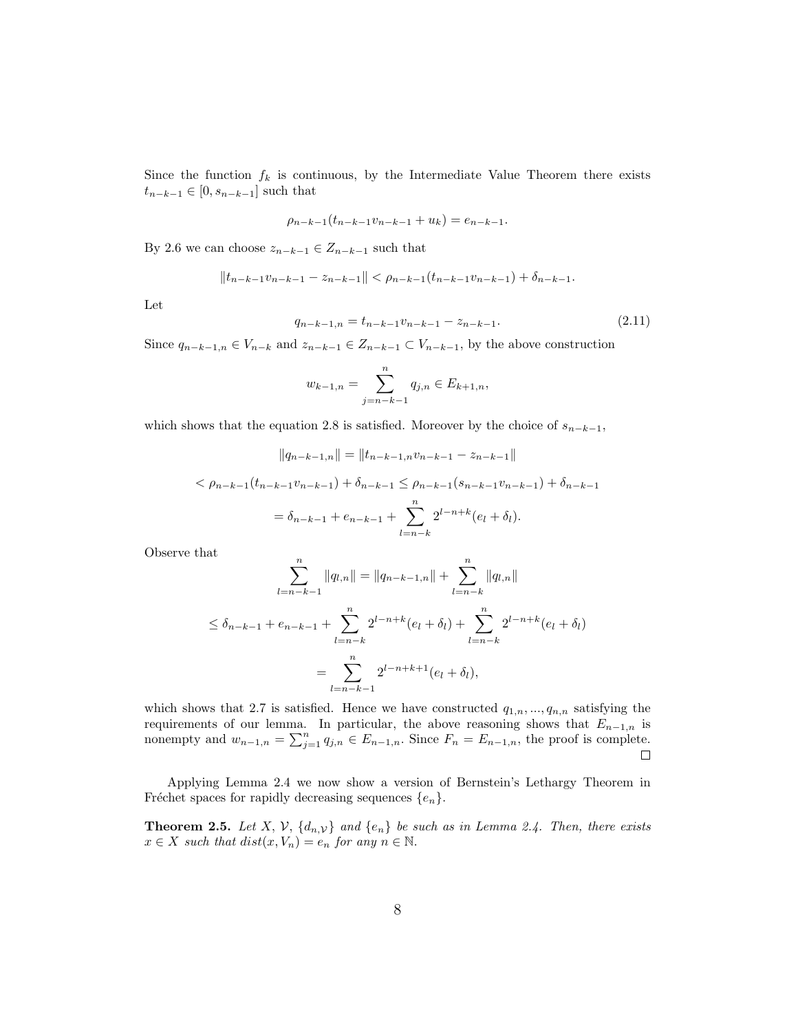Since the function $f_k$ is continuous, by the Intermediate Value Theorem there exists $t_{n-k-1} \in [0, s_{n-k-1}]$ such that

$$\rho_{n-k-1}(t_{n-k-1}v_{n-k-1} + u_k) = e_{n-k-1}.$$

By 2.6 we can choose $z_{n-k-1} \in Z_{n-k-1}$ such that

$$\|t_{n-k-1}v_{n-k-1} - z_{n-k-1}\| < \rho_{n-k-1}(t_{n-k-1}v_{n-k-1}) + \delta_{n-k-1}.$$

Let

$$q_{n-k-1,n} = t_{n-k-1}v_{n-k-1} - z_{n-k-1}. \tag{2.11}$$

Since $q_{n-k-1,n} \in V_{n-k}$ and $z_{n-k-1} \in Z_{n-k-1} \subset V_{n-k-1}$, by the above construction

$$w_{k-1,n} = \sum_{j=n-k-1}^{n} q_{j,n} \in E_{k+1,n},$$

which shows that the equation 2.8 is satisfied. Moreover by the choice of $s_{n-k-1}$,

$$\|q_{n-k-1,n}\| = \|t_{n-k-1,n}v_{n-k-1} - z_{n-k-1}\|$$

$$< \rho_{n-k-1}(t_{n-k-1}v_{n-k-1}) + \delta_{n-k-1} \leq \rho_{n-k-1}(s_{n-k-1}v_{n-k-1}) + \delta_{n-k-1}$$

$$= \delta_{n-k-1} + e_{n-k-1} + \sum_{l=n-k}^{n} 2^{l-n+k}(e_l + \delta_l).$$

Observe that

$$\sum_{l=n-k-1}^{n} \|q_{l,n}\| = \|q_{n-k-1,n}\| + \sum_{l=n-k}^{n} \|q_{l,n}\|$$

$$\leq \delta_{n-k-1} + e_{n-k-1} + \sum_{l=n-k}^{n} 2^{l-n+k}(e_l + \delta_l) + \sum_{l=n-k}^{n} 2^{l-n+k}(e_l + \delta_l)$$

$$= \sum_{l=n-k-1}^{n} 2^{l-n+k+1}(e_l + \delta_l),$$

which shows that 2.7 is satisfied. Hence we have constructed $q_{1,n}, ..., q_{n,n}$ satisfying the requirements of our lemma. In particular, the above reasoning shows that $E_{n-1,n}$ is nonempty and $w_{n-1,n} = \sum_{j=1}^{n} q_{j,n} \in E_{n-1,n}$. Since $F_n = E_{n-1,n}$, the proof is complete. $\square$

Applying Lemma 2.4 we now show a version of Bernstein's Lethargy Theorem in Fréchet spaces for rapidly decreasing sequences $\{e_n\}$.

**Theorem 2.5.** *Let $X$, $\mathcal{V}$, $\{d_{n,\mathcal{V}}\}$ and $\{e_n\}$ be such as in Lemma 2.4. Then, there exists $x \in X$ such that $dist(x, V_n) = e_n$ for any $n \in \mathbb{N}$.*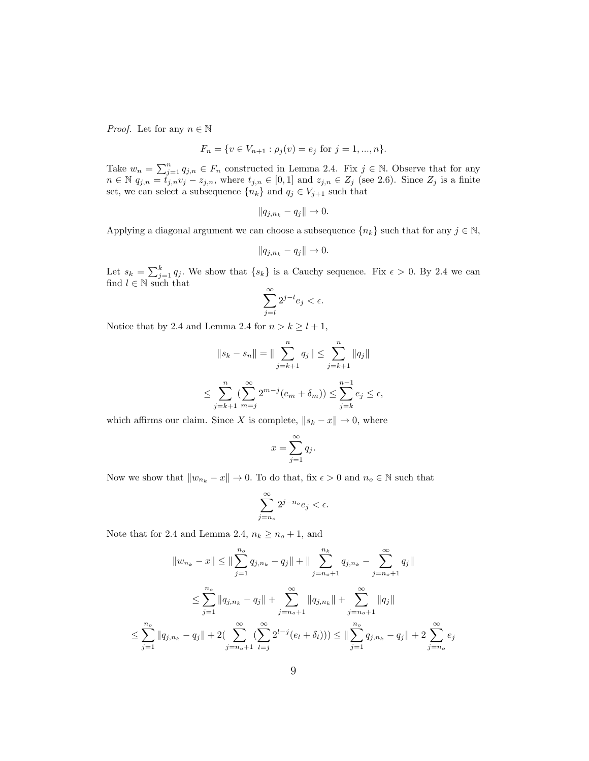*Proof.* Let for any $n \in \mathbb{N}$

$$F_n = \{v \in V_{n+1} : \rho_j(v) = e_j \text{ for } j = 1, ..., n\}.$$

Take $w_n = \sum_{j=1}^{n} q_{j,n} \in F_n$ constructed in Lemma 2.4. Fix $j \in \mathbb{N}$. Observe that for any $n \in \mathbb{N}$ $q_{j,n} = t_{j,n} v_j - z_{j,n}$, where $t_{j,n} \in [0,1]$ and $z_{j,n} \in Z_j$ (see 2.6). Since $Z_j$ is a finite set, we can select a subsequence $\{n_k\}$ and $q_j \in V_{j+1}$ such that

$$\|q_{j,n_k} - q_j\| \to 0.$$

Applying a diagonal argument we can choose a subsequence $\{n_k\}$ such that for any $j \in \mathbb{N}$,

$$\|q_{j,n_k} - q_j\| \to 0.$$

Let $s_k = \sum_{j=1}^{k} q_j$. We show that $\{s_k\}$ is a Cauchy sequence. Fix $\epsilon > 0$. By 2.4 we can find $l \in \mathbb{N}$ such that

$$\sum_{j=l}^{\infty} 2^{j-l} e_j < \epsilon.$$

Notice that by 2.4 and Lemma 2.4 for $n > k \geq l+1$,

$$\|s_k - s_n\| = \| \sum_{j=k+1}^{n} q_j \| \leq \sum_{j=k+1}^{n} \|q_j\|$$

$$\leq \sum_{j=k+1}^{n} (\sum_{m=j}^{\infty} 2^{m-j}(e_m + \delta_m)) \leq \sum_{j=k}^{n-1} e_j \leq \epsilon,$$

which affirms our claim. Since $X$ is complete, $\|s_k - x\| \to 0$, where

$$x = \sum_{j=1}^{\infty} q_j.$$

Now we show that $\|w_{n_k} - x\| \to 0$. To do that, fix $\epsilon > 0$ and $n_o \in \mathbb{N}$ such that

$$\sum_{j=n_o}^{\infty} 2^{j-n_o} e_j < \epsilon.$$

Note that for 2.4 and Lemma 2.4, $n_k \geq n_o + 1$, and

$$\|w_{n_k} - x\| \leq \| \sum_{j=1}^{n_o} q_{j,n_k} - q_j \| + \| \sum_{j=n_o+1}^{n_k} q_{j,n_k} - \sum_{j=n_o+1}^{\infty} q_j \|$$

$$\leq \sum_{j=1}^{n_o} \|q_{j,n_k} - q_j\| + \sum_{j=n_o+1}^{\infty} \|q_{j,n_k}\| + \sum_{j=n_o+1}^{\infty} \|q_j\|$$

$$\leq \sum_{j=1}^{n_o} \|q_{j,n_k} - q_j\| + 2(\sum_{j=n_o+1}^{\infty} (\sum_{l=j}^{\infty} 2^{l-j}(e_l + \delta_l))) \leq \| \sum_{j=1}^{n_o} q_{j,n_k} - q_j \| + 2 \sum_{j=n_o}^{\infty} e_j$$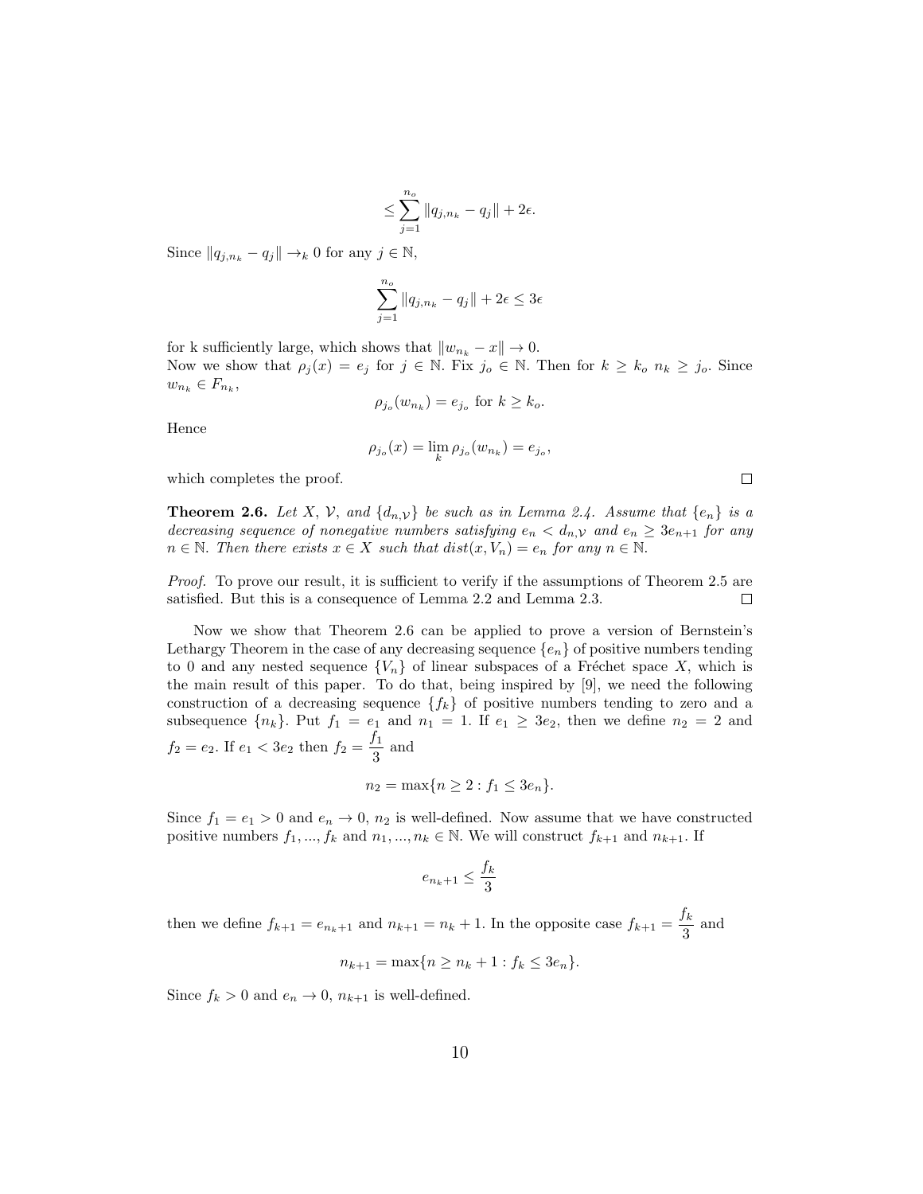$$\leq \sum_{j=1}^{n_o} \|q_{j,n_k} - q_j\| + 2\epsilon.$$

Since $\|q_{j,n_k} - q_j\| \to_k 0$ for any $j \in \mathbb{N}$,

$$\sum_{j=1}^{n_o} \|q_{j,n_k} - q_j\| + 2\epsilon \leq 3\epsilon$$

for k sufficiently large, which shows that $\|w_{n_k} - x\| \to 0$.
Now we show that $\rho_j(x) = e_j$ for $j \in \mathbb{N}$. Fix $j_o \in \mathbb{N}$. Then for $k \geq k_o$ $n_k \geq j_o$. Since $w_{n_k} \in F_{n_k}$,

$$\rho_{j_o}(w_{n_k}) = e_{j_o} \text{ for } k \geq k_o.$$

Hence

$$\rho_{j_o}(x) = \lim_k \rho_{j_o}(w_{n_k}) = e_{j_o},$$

which completes the proof. □

**Theorem 2.6.** *Let $X$, $\mathcal{V}$, and $\{d_{n,\mathcal{V}}\}$ be such as in Lemma 2.4. Assume that $\{e_n\}$ is a decreasing sequence of nonnegative numbers satisfying $e_n < d_{n,\mathcal{V}}$ and $e_n \geq 3e_{n+1}$ for any $n \in \mathbb{N}$. Then there exists $x \in X$ such that $dist(x, V_n) = e_n$ for any $n \in \mathbb{N}$.*

*Proof.* To prove our result, it is sufficient to verify if the assumptions of Theorem 2.5 are satisfied. But this is a consequence of Lemma 2.2 and Lemma 2.3. □

Now we show that Theorem 2.6 can be applied to prove a version of Bernstein's Lethargy Theorem in the case of any decreasing sequence $\{e_n\}$ of positive numbers tending to 0 and any nested sequence $\{V_n\}$ of linear subspaces of a Fréchet space $X$, which is the main result of this paper. To do that, being inspired by [9], we need the following construction of a decreasing sequence $\{f_k\}$ of positive numbers tending to zero and a subsequence $\{n_k\}$. Put $f_1 = e_1$ and $n_1 = 1$. If $e_1 \geq 3e_2$, then we define $n_2 = 2$ and $f_2 = e_2$. If $e_1 < 3e_2$ then $f_2 = \dfrac{f_1}{3}$ and

$$n_2 = \max\{n \geq 2 : f_1 \leq 3e_n\}.$$

Since $f_1 = e_1 > 0$ and $e_n \to 0$, $n_2$ is well-defined. Now assume that we have constructed positive numbers $f_1, ..., f_k$ and $n_1, ..., n_k \in \mathbb{N}$. We will construct $f_{k+1}$ and $n_{k+1}$. If

$$e_{n_k+1} \leq \frac{f_k}{3}$$

then we define $f_{k+1} = e_{n_k+1}$ and $n_{k+1} = n_k + 1$. In the opposite case $f_{k+1} = \dfrac{f_k}{3}$ and

$$n_{k+1} = \max\{n \geq n_k + 1 : f_k \leq 3e_n\}.$$

Since $f_k > 0$ and $e_n \to 0$, $n_{k+1}$ is well-defined.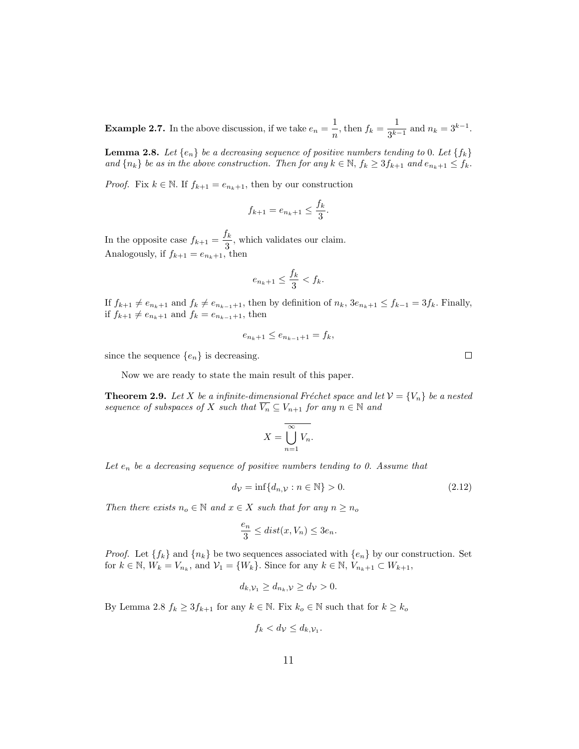**Example 2.7.** In the above discussion, if we take $e_n = \dfrac{1}{n}$, then $f_k = \dfrac{1}{3^{k-1}}$ and $n_k = 3^{k-1}$.

**Lemma 2.8.** *Let $\{e_n\}$ be a decreasing sequence of positive numbers tending to 0. Let $\{f_k\}$ and $\{n_k\}$ be as in the above construction. Then for any $k \in \mathbb{N}$, $f_k \geq 3f_{k+1}$ and $e_{n_k+1} \leq f_k$.*

*Proof.* Fix $k \in \mathbb{N}$. If $f_{k+1} = e_{n_k+1}$, then by our construction

$$f_{k+1} = e_{n_k+1} \leq \frac{f_k}{3}.$$

In the opposite case $f_{k+1} = \dfrac{f_k}{3}$, which validates our claim.
Analogously, if $f_{k+1} = e_{n_k+1}$, then

$$e_{n_k+1} \leq \frac{f_k}{3} < f_k.$$

If $f_{k+1} \neq e_{n_k+1}$ and $f_k \neq e_{n_{k-1}+1}$, then by definition of $n_k$, $3e_{n_k+1} \leq f_{k-1} = 3f_k$. Finally, if $f_{k+1} \neq e_{n_k+1}$ and $f_k = e_{n_{k-1}+1}$, then

$$e_{n_k+1} \leq e_{n_{k-1}+1} = f_k,$$

since the sequence $\{e_n\}$ is decreasing. $\square$

Now we are ready to state the main result of this paper.

**Theorem 2.9.** *Let $X$ be a infinite-dimensional Fréchet space and let $\mathcal{V} = \{V_n\}$ be a nested sequence of subspaces of $X$ such that $\overline{V_n} \subseteq V_{n+1}$ for any $n \in \mathbb{N}$ and*

$$X = \overline{\bigcup_{n=1}^{\infty} V_n}.$$

*Let $e_n$ be a decreasing sequence of positive numbers tending to 0. Assume that*

$$d_{\mathcal{V}} = \inf\{d_{n,\mathcal{V}} : n \in \mathbb{N}\} > 0. \tag{2.12}$$

*Then there exists $n_o \in \mathbb{N}$ and $x \in X$ such that for any $n \geq n_o$*

$$\frac{e_n}{3} \leq dist(x, V_n) \leq 3e_n.$$

*Proof.* Let $\{f_k\}$ and $\{n_k\}$ be two sequences associated with $\{e_n\}$ by our construction. Set for $k \in \mathbb{N}$, $W_k = V_{n_k}$, and $\mathcal{V}_1 = \{W_k\}$. Since for any $k \in \mathbb{N}$, $V_{n_k+1} \subset W_{k+1}$,

$$d_{k,\mathcal{V}_1} \geq d_{n_k,\mathcal{V}} \geq d_{\mathcal{V}} > 0.$$

By Lemma 2.8 $f_k \geq 3f_{k+1}$ for any $k \in \mathbb{N}$. Fix $k_o \in \mathbb{N}$ such that for $k \geq k_o$

$$f_k < d_{\mathcal{V}} \leq d_{k,\mathcal{V}_1}.$$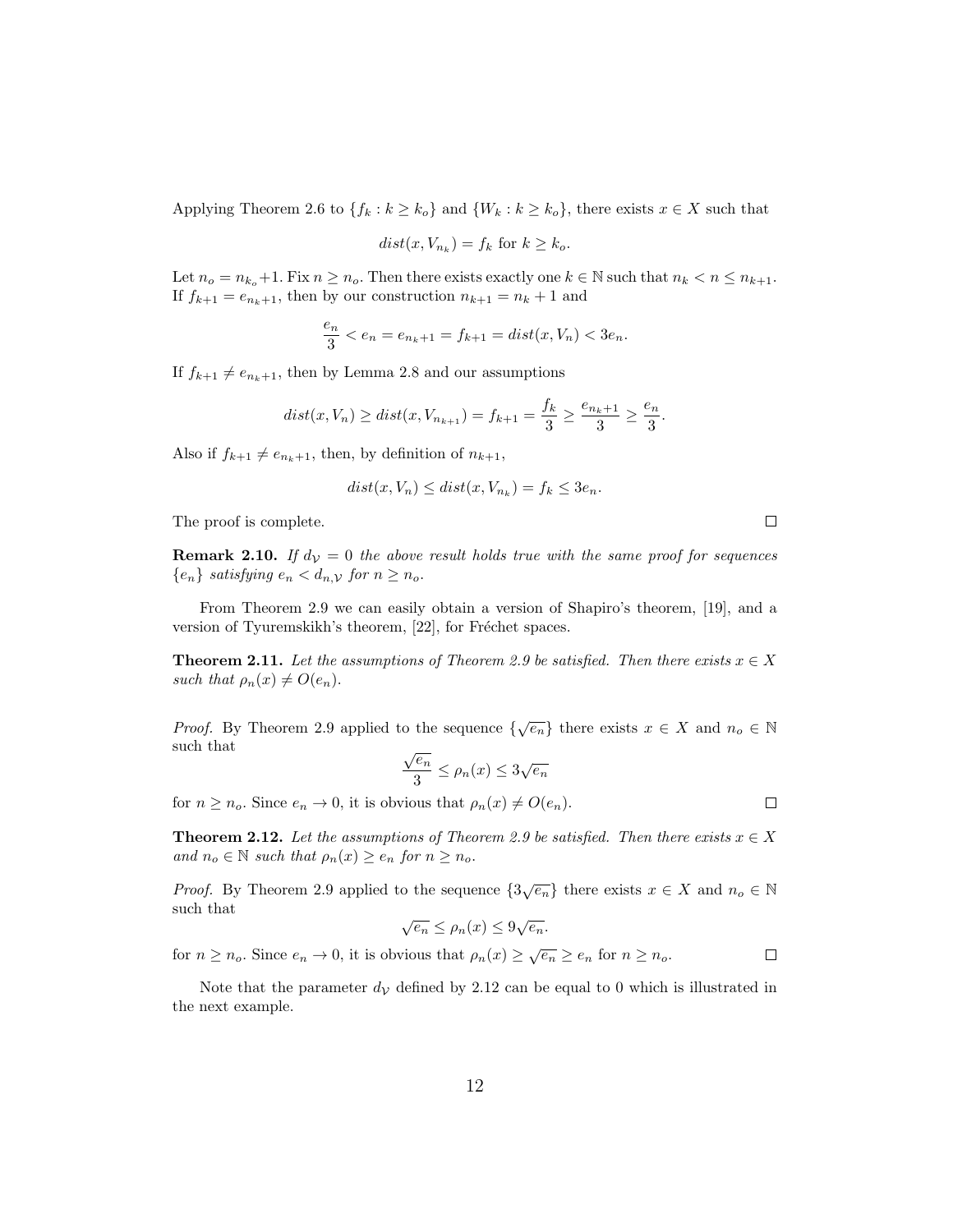Applying Theorem 2.6 to $\{f_k : k \geq k_o\}$ and $\{W_k : k \geq k_o\}$, there exists $x \in X$ such that

$$dist(x, V_{n_k}) = f_k \text{ for } k \geq k_o.$$

Let $n_o = n_{k_o}+1$. Fix $n \geq n_o$. Then there exists exactly one $k \in \mathbb{N}$ such that $n_k < n \leq n_{k+1}$. If $f_{k+1} = e_{n_k+1}$, then by our construction $n_{k+1} = n_k + 1$ and

$$\frac{e_n}{3} < e_n = e_{n_k+1} = f_{k+1} = dist(x, V_n) < 3e_n.$$

If $f_{k+1} \neq e_{n_k+1}$, then by Lemma 2.8 and our assumptions

$$dist(x, V_n) \geq dist(x, V_{n_{k+1}}) = f_{k+1} = \frac{f_k}{3} \geq \frac{e_{n_k+1}}{3} \geq \frac{e_n}{3}.$$

Also if $f_{k+1} \neq e_{n_k+1}$, then, by definition of $n_{k+1}$,

$$dist(x, V_n) \leq dist(x, V_{n_k}) = f_k \leq 3e_n.$$

The proof is complete. □

**Remark 2.10.** *If $d_{\mathcal{V}} = 0$ the above result holds true with the same proof for sequences $\{e_n\}$ satisfying $e_n < d_{n,\mathcal{V}}$ for $n \geq n_o$.*

From Theorem 2.9 we can easily obtain a version of Shapiro's theorem, [19], and a version of Tyuremskikh's theorem, [22], for Fréchet spaces.

**Theorem 2.11.** *Let the assumptions of Theorem 2.9 be satisfied. Then there exists $x \in X$ such that $\rho_n(x) \neq O(e_n)$.*

*Proof.* By Theorem 2.9 applied to the sequence $\{\sqrt{e_n}\}$ there exists $x \in X$ and $n_o \in \mathbb{N}$ such that

$$\frac{\sqrt{e_n}}{3} \leq \rho_n(x) \leq 3\sqrt{e_n}$$

for $n \geq n_o$. Since $e_n \to 0$, it is obvious that $\rho_n(x) \neq O(e_n)$. □

**Theorem 2.12.** *Let the assumptions of Theorem 2.9 be satisfied. Then there exists $x \in X$ and $n_o \in \mathbb{N}$ such that $\rho_n(x) \geq e_n$ for $n \geq n_o$.*

*Proof.* By Theorem 2.9 applied to the sequence $\{3\sqrt{e_n}\}$ there exists $x \in X$ and $n_o \in \mathbb{N}$ such that

$$\sqrt{e_n} \leq \rho_n(x) \leq 9\sqrt{e_n}.$$

for $n \geq n_o$. Since $e_n \to 0$, it is obvious that $\rho_n(x) \geq \sqrt{e_n} \geq e_n$ for $n \geq n_o$. □

Note that the parameter $d_{\mathcal{V}}$ defined by 2.12 can be equal to 0 which is illustrated in the next example.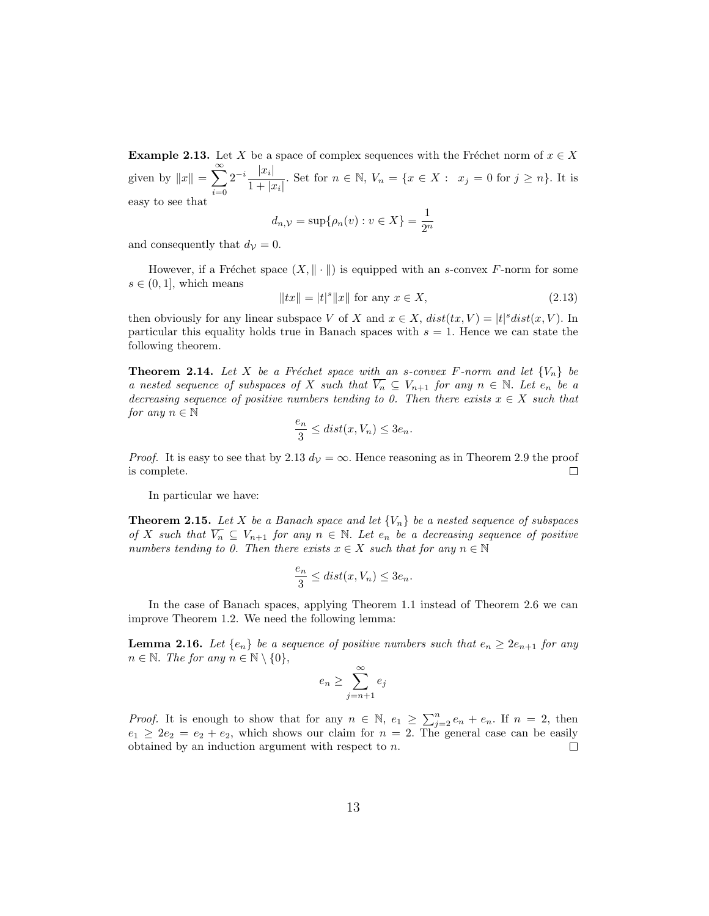**Example 2.13.** Let $X$ be a space of complex sequences with the Fréchet norm of $x \in X$ given by $\|x\| = \sum_{i=0}^{\infty} 2^{-i} \frac{|x_i|}{1+|x_i|}$. Set for $n \in \mathbb{N}$, $V_n = \{x \in X : \ x_j = 0 \text{ for } j \geq n\}$. It is easy to see that

$$d_{n,\mathcal{V}} = \sup\{\rho_n(v) : v \in X\} = \frac{1}{2^n}$$

and consequently that $d_{\mathcal{V}} = 0$.

However, if a Fréchet space $(X, \| \cdot \|)$ is equipped with an $s$-convex $F$-norm for some $s \in (0, 1]$, which means

$$\|tx\| = |t|^s \|x\| \text{ for any } x \in X, \tag{2.13}$$

then obviously for any linear subspace $V$ of $X$ and $x \in X$, $dist(tx, V) = |t|^s dist(x, V)$. In particular this equality holds true in Banach spaces with $s = 1$. Hence we can state the following theorem.

**Theorem 2.14.** *Let $X$ be a Fréchet space with an $s$-convex $F$-norm and let $\{V_n\}$ be a nested sequence of subspaces of $X$ such that $\overline{V_n} \subseteq V_{n+1}$ for any $n \in \mathbb{N}$. Let $e_n$ be a decreasing sequence of positive numbers tending to 0. Then there exists $x \in X$ such that for any $n \in \mathbb{N}$*

$$\frac{e_n}{3} \leq dist(x, V_n) \leq 3e_n.$$

*Proof.* It is easy to see that by 2.13 $d_{\mathcal{V}} = \infty$. Hence reasoning as in Theorem 2.9 the proof is complete. $\square$

In particular we have:

**Theorem 2.15.** *Let $X$ be a Banach space and let $\{V_n\}$ be a nested sequence of subspaces of $X$ such that $\overline{V_n} \subseteq V_{n+1}$ for any $n \in \mathbb{N}$. Let $e_n$ be a decreasing sequence of positive numbers tending to 0. Then there exists $x \in X$ such that for any $n \in \mathbb{N}$*

$$\frac{e_n}{3} \leq dist(x, V_n) \leq 3e_n.$$

In the case of Banach spaces, applying Theorem 1.1 instead of Theorem 2.6 we can improve Theorem 1.2. We need the following lemma:

**Lemma 2.16.** *Let $\{e_n\}$ be a sequence of positive numbers such that $e_n \geq 2e_{n+1}$ for any $n \in \mathbb{N}$. The for any $n \in \mathbb{N} \setminus \{0\}$,*

$$e_n \geq \sum_{j=n+1}^{\infty} e_j$$

*Proof.* It is enough to show that for any $n \in \mathbb{N}$, $e_1 \geq \sum_{j=2}^{n} e_n + e_n$. If $n = 2$, then $e_1 \geq 2e_2 = e_2 + e_2$, which shows our claim for $n = 2$. The general case can be easily obtained by an induction argument with respect to $n$. $\square$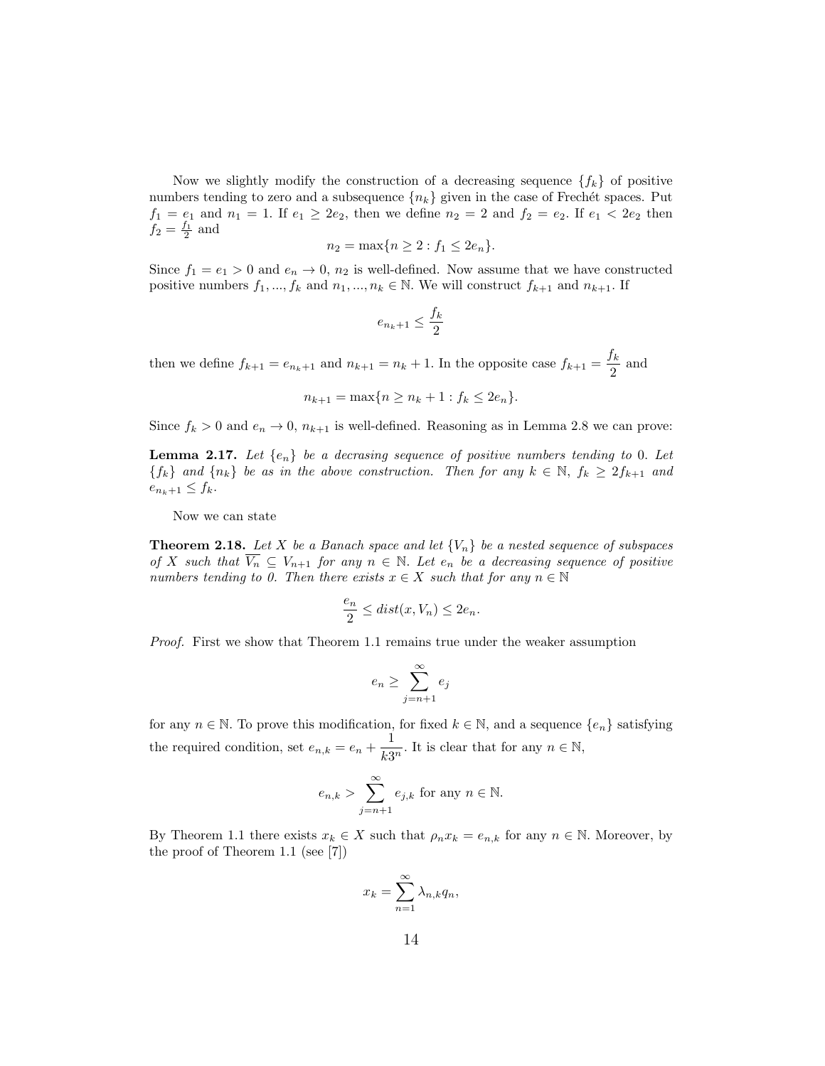Now we slightly modify the construction of a decreasing sequence $\{f_k\}$ of positive numbers tending to zero and a subsequence $\{n_k\}$ given in the case of Frechét spaces. Put $f_1 = e_1$ and $n_1 = 1$. If $e_1 \geq 2e_2$, then we define $n_2 = 2$ and $f_2 = e_2$. If $e_1 < 2e_2$ then $f_2 = \frac{f_1}{2}$ and

$$n_2 = \max\{n \geq 2 : f_1 \leq 2e_n\}.$$

Since $f_1 = e_1 > 0$ and $e_n \to 0$, $n_2$ is well-defined. Now assume that we have constructed positive numbers $f_1, ..., f_k$ and $n_1, ..., n_k \in \mathbb{N}$. We will construct $f_{k+1}$ and $n_{k+1}$. If

$$e_{n_k+1} \leq \frac{f_k}{2}$$

then we define $f_{k+1} = e_{n_k+1}$ and $n_{k+1} = n_k + 1$. In the opposite case $f_{k+1} = \dfrac{f_k}{2}$ and

$$n_{k+1} = \max\{n \geq n_k + 1 : f_k \leq 2e_n\}.$$

Since $f_k > 0$ and $e_n \to 0$, $n_{k+1}$ is well-defined. Reasoning as in Lemma 2.8 we can prove:

**Lemma 2.17.** *Let $\{e_n\}$ be a decrasing sequence of positive numbers tending to* 0*. Let $\{f_k\}$ and $\{n_k\}$ be as in the above construction. Then for any $k \in \mathbb{N}$, $f_k \geq 2f_{k+1}$ and $e_{n_k+1} \leq f_k$.*

Now we can state

**Theorem 2.18.** *Let $X$ be a Banach space and let $\{V_n\}$ be a nested sequence of subspaces of $X$ such that $\overline{V_n} \subseteq V_{n+1}$ for any $n \in \mathbb{N}$. Let $e_n$ be a decreasing sequence of positive numbers tending to 0. Then there exists $x \in X$ such that for any $n \in \mathbb{N}$*

$$\frac{e_n}{2} \leq dist(x, V_n) \leq 2e_n.$$

*Proof.* First we show that Theorem 1.1 remains true under the weaker assumption

$$e_n \geq \sum_{j=n+1}^{\infty} e_j$$

for any $n \in \mathbb{N}$. To prove this modification, for fixed $k \in \mathbb{N}$, and a sequence $\{e_n\}$ satisfying the required condition, set $e_{n,k} = e_n + \dfrac{1}{k3^n}$. It is clear that for any $n \in \mathbb{N}$,

$$e_{n,k} > \sum_{j=n+1}^{\infty} e_{j,k} \text{ for any } n \in \mathbb{N}.$$

By Theorem 1.1 there exists $x_k \in X$ such that $\rho_n x_k = e_{n,k}$ for any $n \in \mathbb{N}$. Moreover, by the proof of Theorem 1.1 (see [7])

$$x_k = \sum_{n=1}^{\infty} \lambda_{n,k} q_n,$$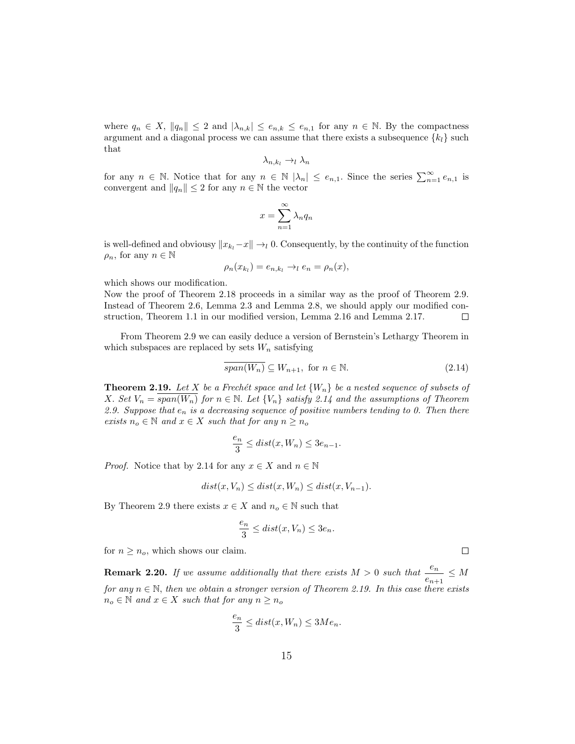where $q_n \in X$, $\|q_n\| \leq 2$ and $|\lambda_{n,k}| \leq e_{n,k} \leq e_{n,1}$ for any $n \in \mathbb{N}$. By the compactness argument and a diagonal process we can assume that there exists a subsequence $\{k_l\}$ such that

$$\lambda_{n,k_l} \to_l \lambda_n$$

for any $n \in \mathbb{N}$. Notice that for any $n \in \mathbb{N}$ $|\lambda_n| \leq e_{n,1}$. Since the series $\sum_{n=1}^{\infty} e_{n,1}$ is convergent and $\|q_n\| \leq 2$ for any $n \in \mathbb{N}$ the vector

$$x = \sum_{n=1}^{\infty} \lambda_n q_n$$

is well-defined and obviousy $\|x_{k_l} - x\| \to_l 0$. Consequently, by the continuity of the function $\rho_n$, for any $n \in \mathbb{N}$

$$\rho_n(x_{k_l}) = e_{n,k_l} \to_l e_n = \rho_n(x),$$

which shows our modification.
Now the proof of Theorem 2.18 proceeds in a similar way as the proof of Theorem 2.9. Instead of Theorem 2.6, Lemma 2.3 and Lemma 2.8, we should apply our modified construction, Theorem 1.1 in our modified version, Lemma 2.16 and Lemma 2.17. $\square$

From Theorem 2.9 we can easily deduce a version of Bernstein's Lethargy Theorem in which subspaces are replaced by sets $W_n$ satisfying

$$\overline{span(W_n)} \subseteq W_{n+1}, \text{ for } n \in \mathbb{N}. \tag{2.14}$$

**Theorem 2.19.** *Let $X$ be a Frechét space and let $\{W_n\}$ be a nested sequence of subsets of $X$. Set $V_n = \overline{span(W_n)}$ for $n \in \mathbb{N}$. Let $\{V_n\}$ satisfy 2.14 and the assumptions of Theorem 2.9. Suppose that $e_n$ is a decreasing sequence of positive numbers tending to 0. Then there exists $n_o \in \mathbb{N}$ and $x \in X$ such that for any $n \geq n_o$*

$$\frac{e_n}{3} \leq dist(x, W_n) \leq 3e_{n-1}.$$

*Proof.* Notice that by 2.14 for any $x \in X$ and $n \in \mathbb{N}$

$$dist(x, V_n) \leq dist(x, W_n) \leq dist(x, V_{n-1}).$$

By Theorem 2.9 there exists $x \in X$ and $n_o \in \mathbb{N}$ such that

$$\frac{e_n}{3} \leq dist(x, V_n) \leq 3e_n.$$

for $n \geq n_o$, which shows our claim. $\square$

**Remark 2.20.** *If we assume additionally that there exists $M > 0$ such that $\dfrac{e_n}{e_{n+1}} \leq M$ for any $n \in \mathbb{N}$, then we obtain a stronger version of Theorem 2.19. In this case there exists $n_o \in \mathbb{N}$ and $x \in X$ such that for any $n \geq n_o$*

$$\frac{e_n}{3} \leq dist(x, W_n) \leq 3Me_n.$$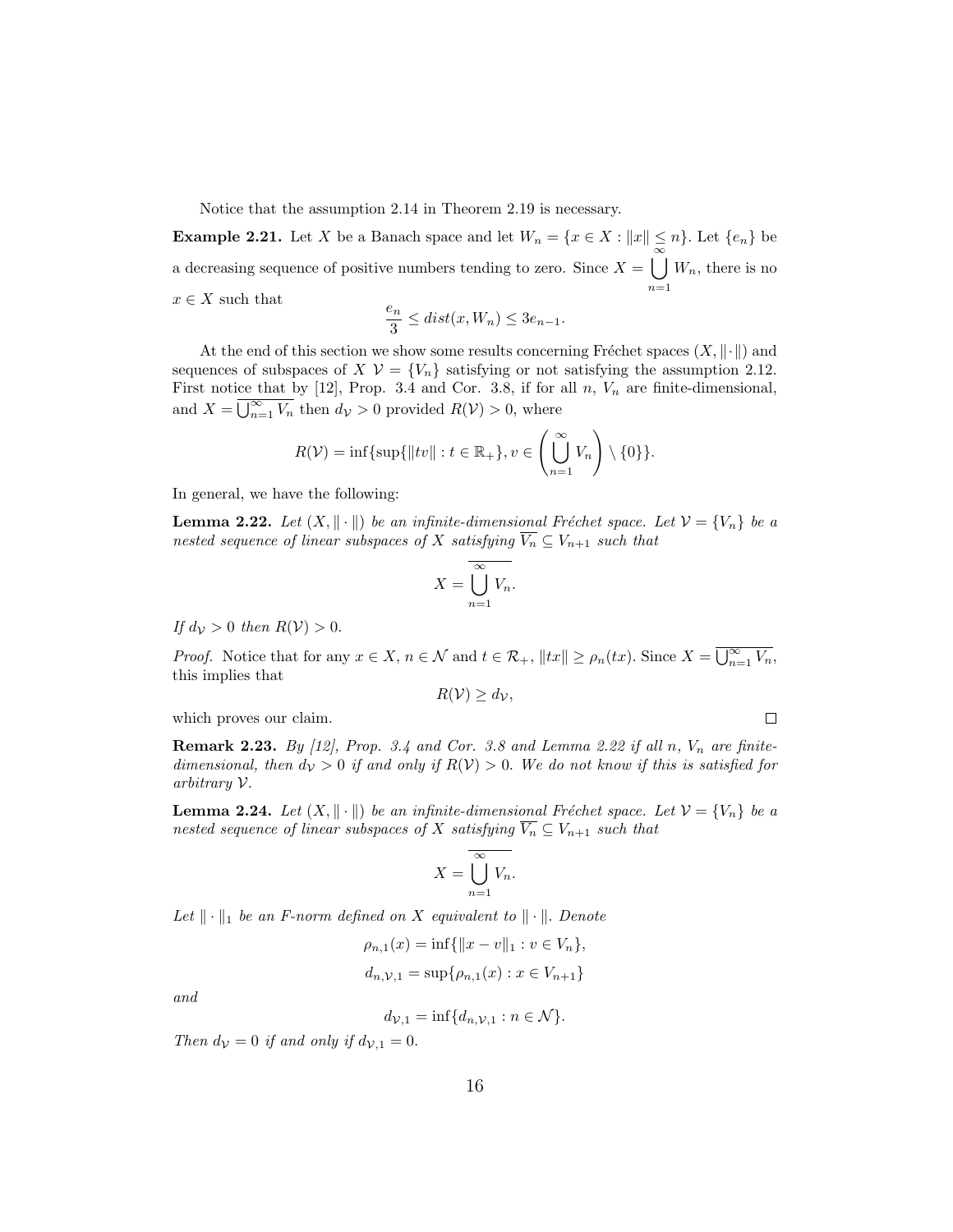Notice that the assumption 2.14 in Theorem 2.19 is necessary.

**Example 2.21.** Let $X$ be a Banach space and let $W_n = \{x \in X : \|x\| \leq n\}$. Let $\{e_n\}$ be a decreasing sequence of positive numbers tending to zero. Since $X = \bigcup_{n=1}^{\infty} W_n$, there is no $x \in X$ such that

$$\frac{e_n}{3} \leq dist(x, W_n) \leq 3e_{n-1}.$$

At the end of this section we show some results concerning Fréchet spaces $(X, \|\cdot\|)$ and sequences of subspaces of $X$ $\mathcal{V} = \{V_n\}$ satisfying or not satisfying the assumption 2.12. First notice that by [12], Prop. 3.4 and Cor. 3.8, if for all $n$, $V_n$ are finite-dimensional, and $X = \overline{\bigcup_{n=1}^{\infty} V_n}$ then $d_{\mathcal{V}} > 0$ provided $R(\mathcal{V}) > 0$, where

$$R(\mathcal{V}) = \inf\{\sup\{\|tv\| : t \in \mathbb{R}_+\}, v \in \left(\bigcup_{n=1}^{\infty} V_n\right) \setminus \{0\}\}.$$

In general, we have the following:

**Lemma 2.22.** *Let $(X, \|\cdot\|)$ be an infinite-dimensional Fréchet space. Let $\mathcal{V} = \{V_n\}$ be a nested sequence of linear subspaces of $X$ satisfying $\overline{V_n} \subseteq V_{n+1}$ such that*

$$X = \overline{\bigcup_{n=1}^{\infty} V_n}.$$

*If $d_{\mathcal{V}} > 0$ then $R(\mathcal{V}) > 0$.*

*Proof.* Notice that for any $x \in X$, $n \in \mathcal{N}$ and $t \in \mathcal{R}_+$, $\|tx\| \geq \rho_n(tx)$. Since $X = \overline{\bigcup_{n=1}^{\infty} V_n}$, this implies that

$$R(\mathcal{V}) \geq d_{\mathcal{V}},$$

which proves our claim. $\square$

**Remark 2.23.** *By [12], Prop. 3.4 and Cor. 3.8 and Lemma 2.22 if all $n$, $V_n$ are finite-dimensional, then $d_{\mathcal{V}} > 0$ if and only if $R(\mathcal{V}) > 0$. We do not know if this is satisfied for arbitrary $\mathcal{V}$.*

**Lemma 2.24.** *Let $(X, \|\cdot\|)$ be an infinite-dimensional Fréchet space. Let $\mathcal{V} = \{V_n\}$ be a nested sequence of linear subspaces of $X$ satisfying $\overline{V_n} \subseteq V_{n+1}$ such that*

$$X = \overline{\bigcup_{n=1}^{\infty} V_n}.$$

*Let $\|\cdot\|_1$ be an F-norm defined on $X$ equivalent to $\|\cdot\|$. Denote*

$$\rho_{n,1}(x) = \inf\{\|x - v\|_1 : v \in V_n\},$$

$$d_{n,\mathcal{V},1} = \sup\{\rho_{n,1}(x) : x \in V_{n+1}\}$$

*and*

$$d_{\mathcal{V},1} = \inf\{d_{n,\mathcal{V},1} : n \in \mathcal{N}\}.$$

*Then $d_{\mathcal{V}} = 0$ if and only if $d_{\mathcal{V},1} = 0$.*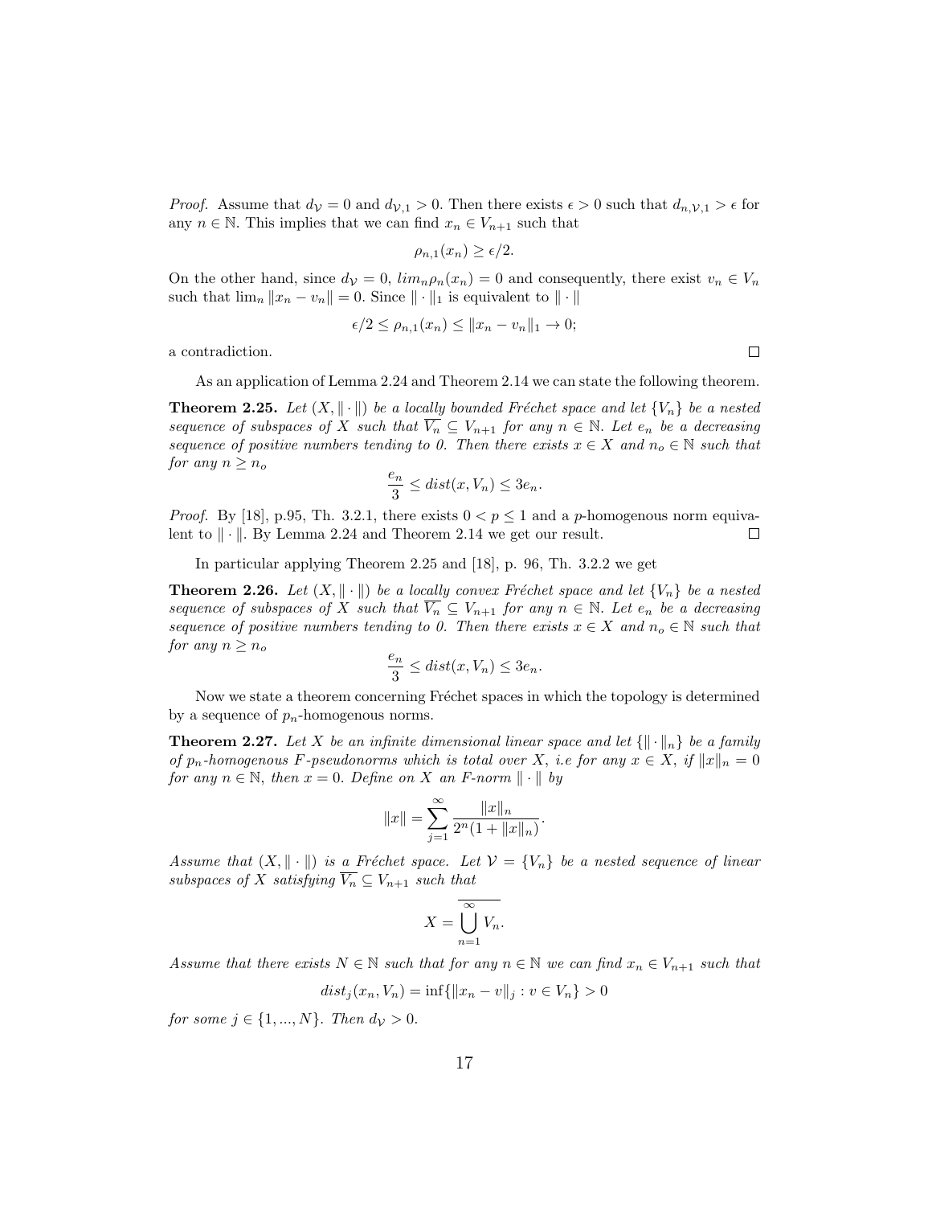*Proof.* Assume that $d_{\mathcal{V}} = 0$ and $d_{\mathcal{V},1} > 0$. Then there exists $\epsilon > 0$ such that $d_{n,\mathcal{V},1} > \epsilon$ for any $n \in \mathbb{N}$. This implies that we can find $x_n \in V_{n+1}$ such that

$$\rho_{n,1}(x_n) \geq \epsilon/2.$$

On the other hand, since $d_{\mathcal{V}} = 0$, $lim_n \rho_n(x_n) = 0$ and consequently, there exist $v_n \in V_n$ such that $\lim_n \|x_n - v_n\| = 0$. Since $\|\cdot\|_1$ is equivalent to $\|\cdot\|$

$$\epsilon/2 \leq \rho_{n,1}(x_n) \leq \|x_n - v_n\|_1 \to 0;$$

a contradiction. □

As an application of Lemma 2.24 and Theorem 2.14 we can state the following theorem.

**Theorem 2.25.** *Let $(X, \|\cdot\|)$ be a locally bounded Fréchet space and let $\{V_n\}$ be a nested sequence of subspaces of $X$ such that $\overline{V_n} \subseteq V_{n+1}$ for any $n \in \mathbb{N}$. Let $e_n$ be a decreasing sequence of positive numbers tending to 0. Then there exists $x \in X$ and $n_o \in \mathbb{N}$ such that for any $n \geq n_o$*

$$\frac{e_n}{3} \leq dist(x, V_n) \leq 3e_n.$$

*Proof.* By [18], p.95, Th. 3.2.1, there exists $0 < p \leq 1$ and a $p$-homogenous norm equivalent to $\|\cdot\|$. By Lemma 2.24 and Theorem 2.14 we get our result. □

In particular applying Theorem 2.25 and [18], p. 96, Th. 3.2.2 we get

**Theorem 2.26.** *Let $(X, \|\cdot\|)$ be a locally convex Fréchet space and let $\{V_n\}$ be a nested sequence of subspaces of $X$ such that $\overline{V_n} \subseteq V_{n+1}$ for any $n \in \mathbb{N}$. Let $e_n$ be a decreasing sequence of positive numbers tending to 0. Then there exists $x \in X$ and $n_o \in \mathbb{N}$ such that for any $n \geq n_o$*

$$\frac{e_n}{3} \leq dist(x, V_n) \leq 3e_n.$$

Now we state a theorem concerning Fréchet spaces in which the topology is determined by a sequence of $p_n$-homogenous norms.

**Theorem 2.27.** *Let $X$ be an infinite dimensional linear space and let $\{\|\cdot\|_n\}$ be a family of $p_n$-homogenous $F$-pseudonorms which is total over $X$, i.e for any $x \in X$, if $\|x\|_n = 0$ for any $n \in \mathbb{N}$, then $x = 0$. Define on $X$ an $F$-norm $\|\cdot\|$ by*

$$\|x\| = \sum_{j=1}^{\infty} \frac{\|x\|_n}{2^n(1 + \|x\|_n)}.$$

*Assume that $(X, \|\cdot\|)$ is a Fréchet space. Let $\mathcal{V} = \{V_n\}$ be a nested sequence of linear subspaces of $X$ satisfying $\overline{V_n} \subseteq V_{n+1}$ such that*

$$X = \overline{\bigcup_{n=1}^{\infty} V_n}.$$

*Assume that there exists $N \in \mathbb{N}$ such that for any $n \in \mathbb{N}$ we can find $x_n \in V_{n+1}$ such that*

$$dist_j(x_n, V_n) = \inf\{\|x_n - v\|_j : v \in V_n\} > 0$$

*for some $j \in \{1, ..., N\}$. Then $d_{\mathcal{V}} > 0$.*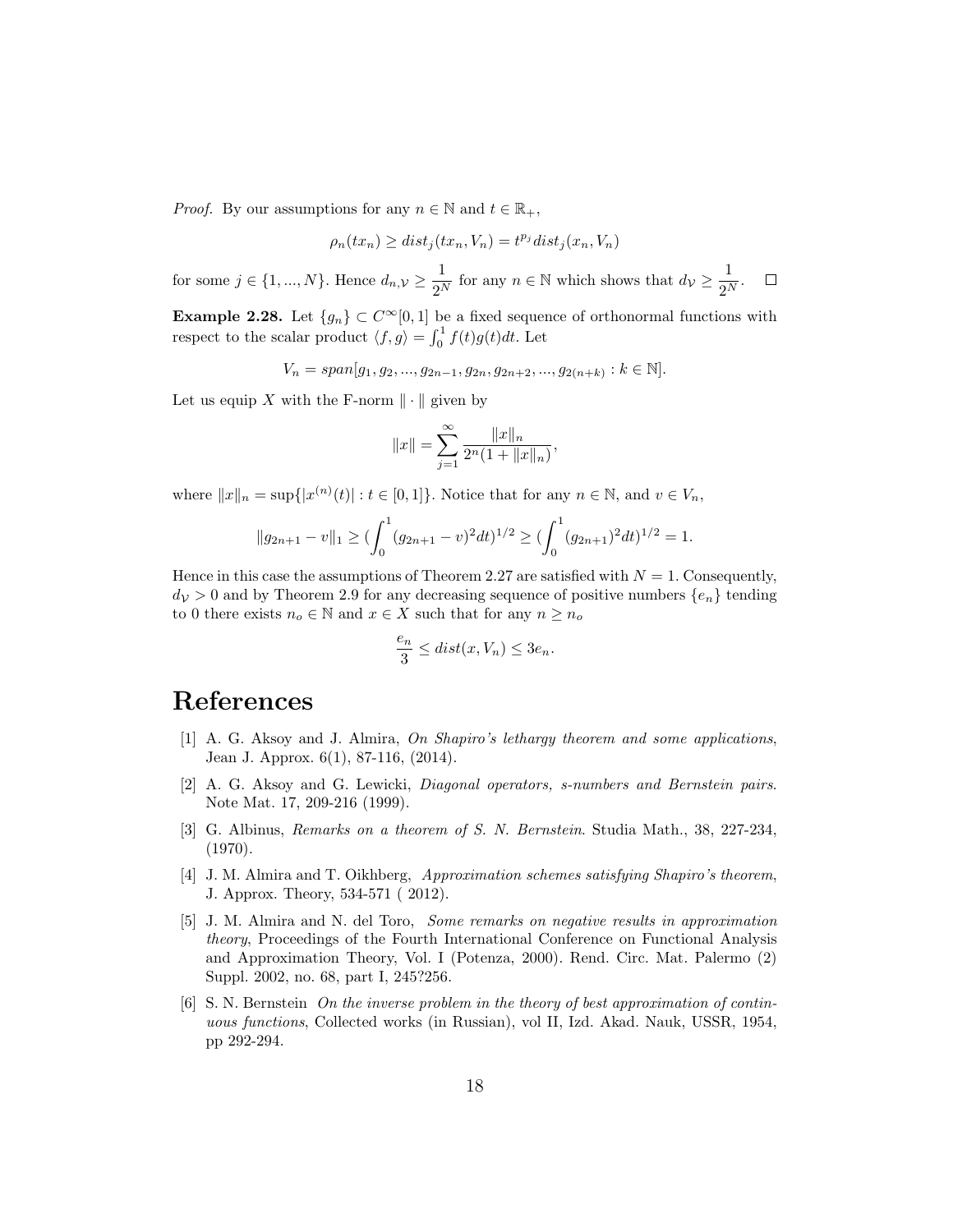*Proof.* By our assumptions for any $n \in \mathbb{N}$ and $t \in \mathbb{R}_+$,

$$\rho_n(tx_n) \geq dist_j(tx_n, V_n) = t^{p_j} dist_j(x_n, V_n)$$

for some $j \in \{1, ..., N\}$. Hence $d_{n,\mathcal{V}} \geq \frac{1}{2^N}$ for any $n \in \mathbb{N}$ which shows that $d_{\mathcal{V}} \geq \frac{1}{2^N}$. $\square$

**Example 2.28.** Let $\{g_n\} \subset C^\infty[0,1]$ be a fixed sequence of orthonormal functions with respect to the scalar product $\langle f, g\rangle = \int_0^1 f(t)g(t)dt$. Let

$$V_n = span[g_1, g_2, ..., g_{2n-1}, g_{2n}, g_{2n+2}, ..., g_{2(n+k)} : k \in \mathbb{N}].$$

Let us equip $X$ with the F-norm $\|\cdot\|$ given by

$$\|x\| = \sum_{j=1}^{\infty} \frac{\|x\|_n}{2^n(1 + \|x\|_n)},$$

where $\|x\|_n = \sup\{|x^{(n)}(t)| : t \in [0,1]\}$. Notice that for any $n \in \mathbb{N}$, and $v \in V_n$,

$$\|g_{2n+1} - v\|_1 \geq (\int_0^1 (g_{2n+1} - v)^2 dt)^{1/2} \geq (\int_0^1 (g_{2n+1})^2 dt)^{1/2} = 1.$$

Hence in this case the assumptions of Theorem 2.27 are satisfied with $N = 1$. Consequently, $d_{\mathcal{V}} > 0$ and by Theorem 2.9 for any decreasing sequence of positive numbers $\{e_n\}$ tending to 0 there exists $n_o \in \mathbb{N}$ and $x \in X$ such that for any $n \geq n_o$

$$\frac{e_n}{3} \leq dist(x, V_n) \leq 3e_n.$$

# References

[1] A. G. Aksoy and J. Almira, *On Shapiro's lethargy theorem and some applications*, Jean J. Approx. 6(1), 87-116, (2014).

[2] A. G. Aksoy and G. Lewicki, *Diagonal operators, s-numbers and Bernstein pairs*. Note Mat. 17, 209-216 (1999).

[3] G. Albinus, *Remarks on a theorem of S. N. Bernstein*. Studia Math., 38, 227-234, (1970).

[4] J. M. Almira and T. Oikhberg, *Approximation schemes satisfying Shapiro's theorem*, J. Approx. Theory, 534-571 ( 2012).

[5] J. M. Almira and N. del Toro, *Some remarks on negative results in approximation theory*, Proceedings of the Fourth International Conference on Functional Analysis and Approximation Theory, Vol. I (Potenza, 2000). Rend. Circ. Mat. Palermo (2) Suppl. 2002, no. 68, part I, 245?256.

[6] S. N. Bernstein *On the inverse problem in the theory of best approximation of continuous functions*, Collected works (in Russian), vol II, Izd. Akad. Nauk, USSR, 1954, pp 292-294.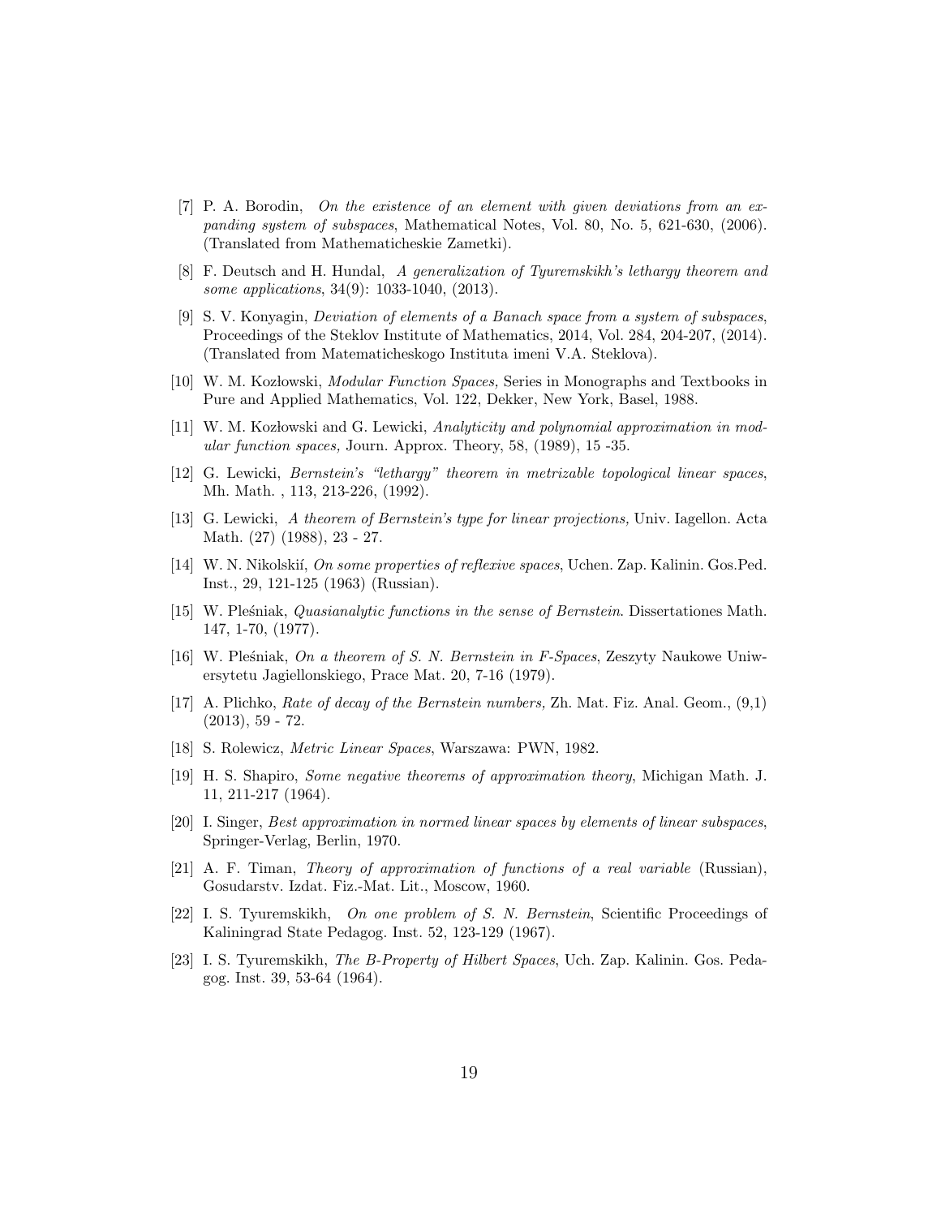[7] P. A. Borodin, *On the existence of an element with given deviations from an expanding system of subspaces*, Mathematical Notes, Vol. 80, No. 5, 621-630, (2006). (Translated from Mathematicheskie Zametki).

[8] F. Deutsch and H. Hundal, *A generalization of Tyuremskikh's lethargy theorem and some applications*, 34(9): 1033-1040, (2013).

[9] S. V. Konyagin, *Deviation of elements of a Banach space from a system of subspaces*, Proceedings of the Steklov Institute of Mathematics, 2014, Vol. 284, 204-207, (2014). (Translated from Matematicheskogo Instituta imeni V.A. Steklova).

[10] W. M. Kozłowski, *Modular Function Spaces,* Series in Monographs and Textbooks in Pure and Applied Mathematics, Vol. 122, Dekker, New York, Basel, 1988.

[11] W. M. Kozłowski and G. Lewicki, *Analyticity and polynomial approximation in modular function spaces,* Journ. Approx. Theory, 58, (1989), 15 -35.

[12] G. Lewicki, *Bernstein's "lethargy" theorem in metrizable topological linear spaces*, Mh. Math. , 113, 213-226, (1992).

[13] G. Lewicki, *A theorem of Bernstein's type for linear projections,* Univ. Iagellon. Acta Math. (27) (1988), 23 - 27.

[14] W. N. Nikolskiĭ, *On some properties of reflexive spaces*, Uchen. Zap. Kalinin. Gos.Ped. Inst., 29, 121-125 (1963) (Russian).

[15] W. Pleśniak, *Quasianalytic functions in the sense of Bernstein*. Dissertationes Math. 147, 1-70, (1977).

[16] W. Pleśniak, *On a theorem of S. N. Bernstein in F-Spaces*, Zeszyty Naukowe Uniwersytetu Jagiellonskiego, Prace Mat. 20, 7-16 (1979).

[17] A. Plichko, *Rate of decay of the Bernstein numbers,* Zh. Mat. Fiz. Anal. Geom., (9,1) (2013), 59 - 72.

[18] S. Rolewicz, *Metric Linear Spaces*, Warszawa: PWN, 1982.

[19] H. S. Shapiro, *Some negative theorems of approximation theory*, Michigan Math. J. 11, 211-217 (1964).

[20] I. Singer, *Best approximation in normed linear spaces by elements of linear subspaces*, Springer-Verlag, Berlin, 1970.

[21] A. F. Timan, *Theory of approximation of functions of a real variable* (Russian), Gosudarstv. Izdat. Fiz.-Mat. Lit., Moscow, 1960.

[22] I. S. Tyuremskikh, *On one problem of S. N. Bernstein*, Scientific Proceedings of Kaliningrad State Pedagog. Inst. 52, 123-129 (1967).

[23] I. S. Tyuremskikh, *The B-Property of Hilbert Spaces*, Uch. Zap. Kalinin. Gos. Pedagog. Inst. 39, 53-64 (1964).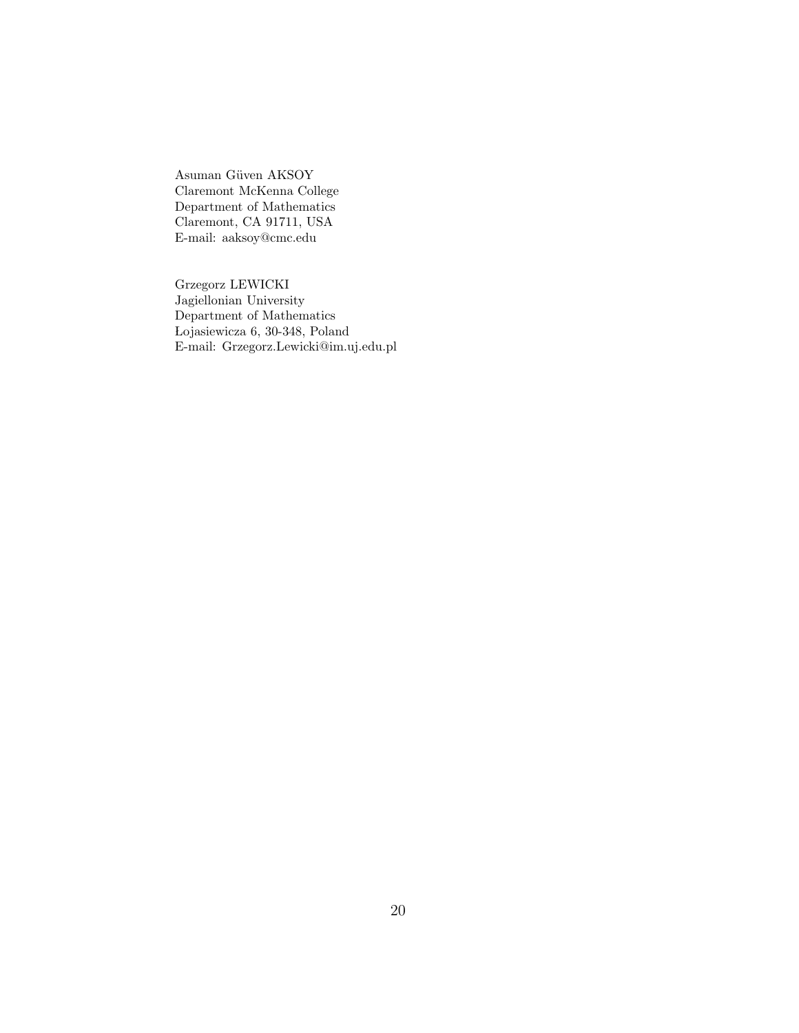Asuman Güven AKSOY
Claremont McKenna College
Department of Mathematics
Claremont, CA 91711, USA
E-mail: aaksoy@cmc.edu

Grzegorz LEWICKI
Jagiellonian University
Department of Mathematics
Łojasiewicza 6, 30-348, Poland
E-mail: Grzegorz.Lewicki@im.uj.edu.pl